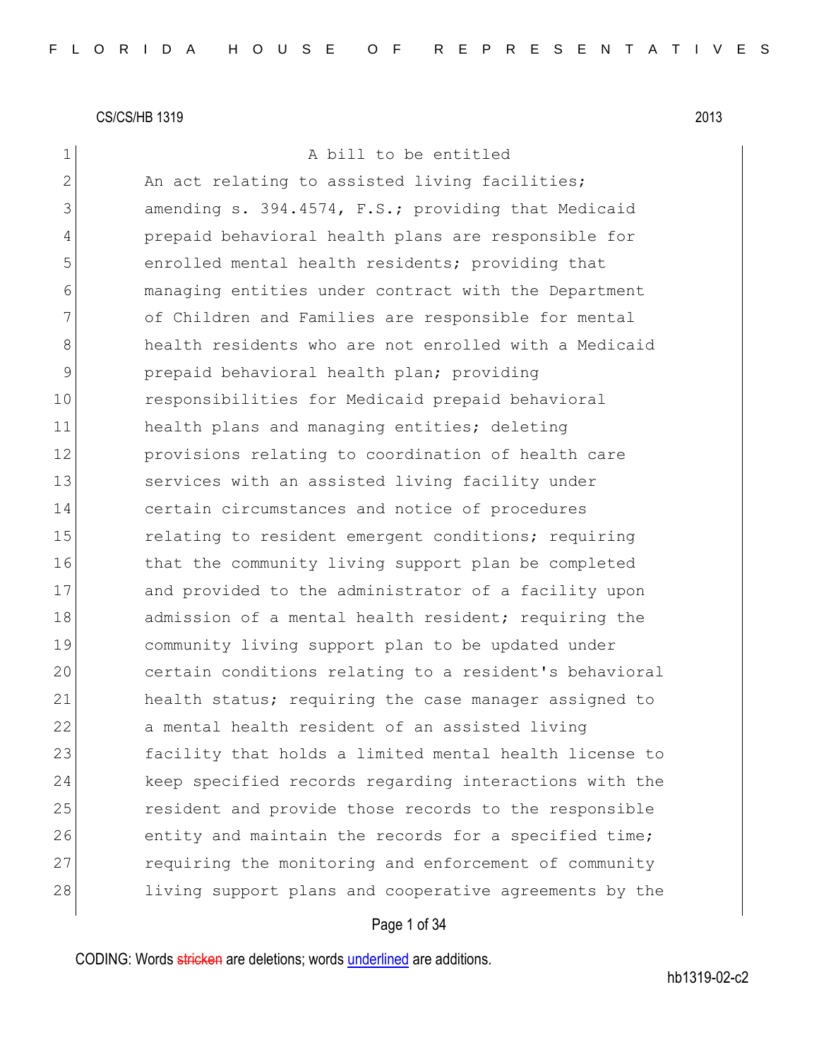CS/CS/HB 1319 2013

A bill to be entitled

An act relating to assisted living facilities; amending s. 394.4574, F.S.; providing that Medicaid prepaid behavioral health plans are responsible for enrolled mental health residents; providing that managing entities under contract with the Department of Children and Families are responsible for mental health residents who are not enrolled with a Medicaid prepaid behavioral health plan; providing responsibilities for Medicaid prepaid behavioral health plans and managing entities; deleting provisions relating to coordination of health care services with an assisted living facility under certain circumstances and notice of procedures relating to resident emergent conditions; requiring that the community living support plan be completed and provided to the administrator of a facility upon admission of a mental health resident; requiring the community living support plan to be updated under certain conditions relating to a resident's behavioral health status; requiring the case manager assigned to a mental health resident of an assisted living facility that holds a limited mental health license to keep specified records regarding interactions with the resident and provide those records to the responsible entity and maintain the records for a specified time; requiring the monitoring and enforcement of community living support plans and cooperative agreements by the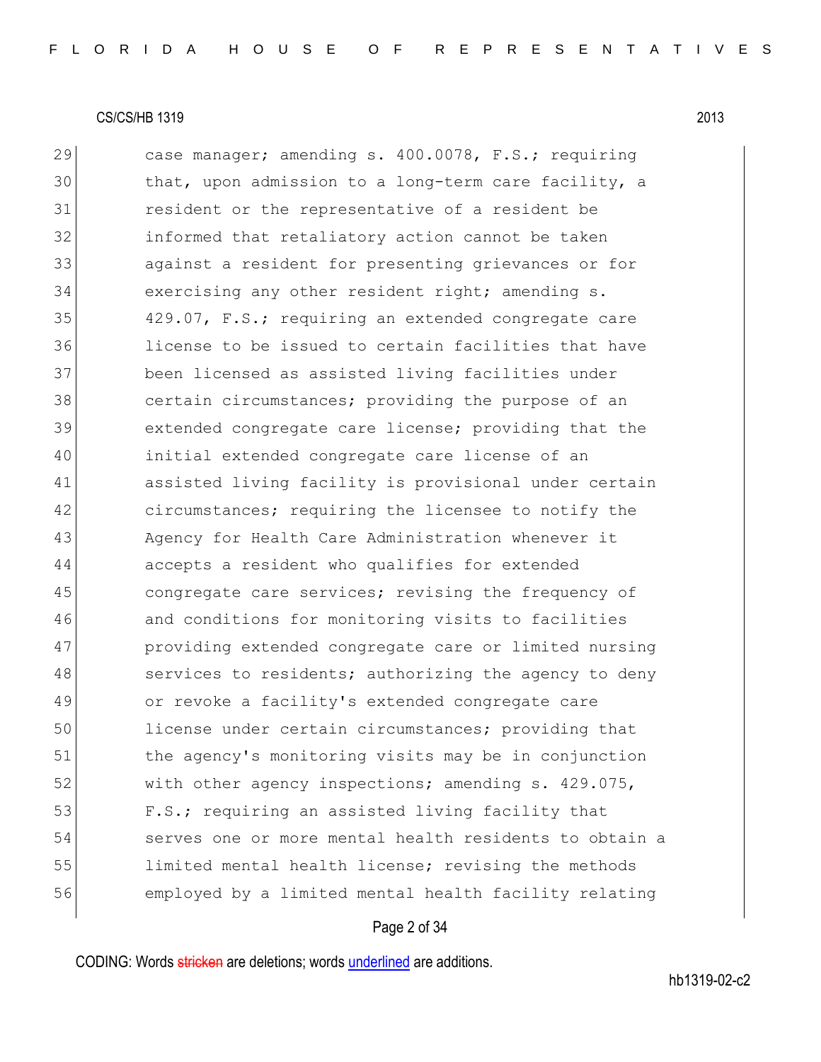case manager; amending s. 400.0078, F.S.; requiring that, upon admission to a long-term care facility, a resident or the representative of a resident be informed that retaliatory action cannot be taken against a resident for presenting grievances or for exercising any other resident right; amending s. 429.07, F.S.; requiring an extended congregate care license to be issued to certain facilities that have been licensed as assisted living facilities under certain circumstances; providing the purpose of an extended congregate care license; providing that the initial extended congregate care license of an assisted living facility is provisional under certain circumstances; requiring the licensee to notify the Agency for Health Care Administration whenever it accepts a resident who qualifies for extended congregate care services; revising the frequency of and conditions for monitoring visits to facilities providing extended congregate care or limited nursing services to residents; authorizing the agency to deny or revoke a facility's extended congregate care license under certain circumstances; providing that the agency's monitoring visits may be in conjunction with other agency inspections; amending s. 429.075, F.S.; requiring an assisted living facility that serves one or more mental health residents to obtain a limited mental health license; revising the methods employed by a limited mental health facility relating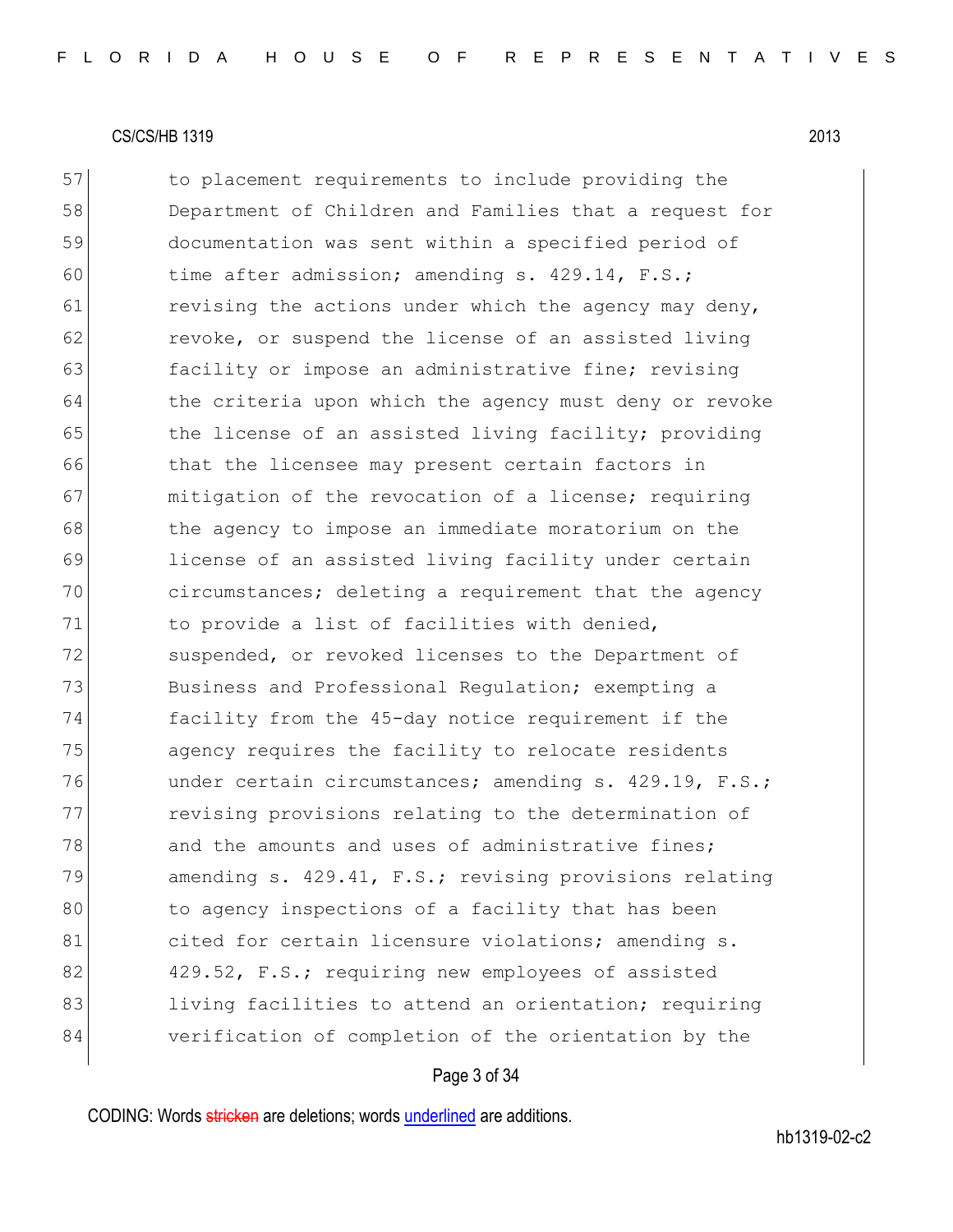CS/CS/HB 1319 2013

57 to placement requirements to include providing the
58 Department of Children and Families that a request for
59 documentation was sent within a specified period of
60 time after admission; amending s. 429.14, F.S.;
61 revising the actions under which the agency may deny,
62 revoke, or suspend the license of an assisted living
63 facility or impose an administrative fine; revising
64 the criteria upon which the agency must deny or revoke
65 the license of an assisted living facility; providing
66 that the licensee may present certain factors in
67 mitigation of the revocation of a license; requiring
68 the agency to impose an immediate moratorium on the
69 license of an assisted living facility under certain
70 circumstances; deleting a requirement that the agency
71 to provide a list of facilities with denied,
72 suspended, or revoked licenses to the Department of
73 Business and Professional Regulation; exempting a
74 facility from the 45-day notice requirement if the
75 agency requires the facility to relocate residents
76 under certain circumstances; amending s. 429.19, F.S.;
77 revising provisions relating to the determination of
78 and the amounts and uses of administrative fines;
79 amending s. 429.41, F.S.; revising provisions relating
80 to agency inspections of a facility that has been
81 cited for certain licensure violations; amending s.
82 429.52, F.S.; requiring new employees of assisted
83 living facilities to attend an orientation; requiring
84 verification of completion of the orientation by the

CODING: Words stricken are deletions; words underlined are additions.

hb1319-02-c2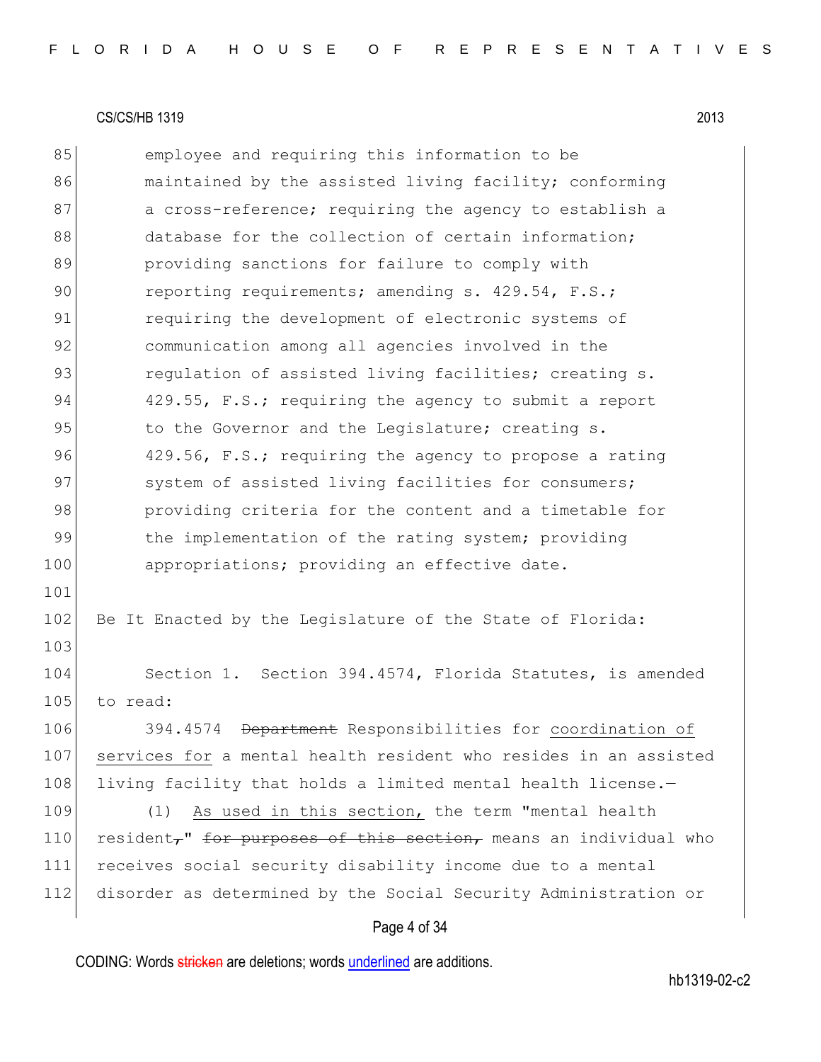CS/CS/HB 1319 2013

employee and requiring this information to be maintained by the assisted living facility; conforming a cross-reference; requiring the agency to establish a database for the collection of certain information; providing sanctions for failure to comply with reporting requirements; amending s. 429.54, F.S.; requiring the development of electronic systems of communication among all agencies involved in the regulation of assisted living facilities; creating s. 429.55, F.S.; requiring the agency to submit a report to the Governor and the Legislature; creating s. 429.56, F.S.; requiring the agency to propose a rating system of assisted living facilities for consumers; providing criteria for the content and a timetable for the implementation of the rating system; providing appropriations; providing an effective date.

Be It Enacted by the Legislature of the State of Florida:

Section 1. Section 394.4574, Florida Statutes, is amended to read:

394.4574 ~~Department~~ Responsibilities for coordination of services for a mental health resident who resides in an assisted living facility that holds a limited mental health license.—

(1) As used in this section, the term "mental health resident~~,~~" ~~for purposes of this section,~~ means an individual who receives social security disability income due to a mental disorder as determined by the Social Security Administration or

CODING: Words ~~stricken~~ are deletions; words underlined are additions.

hb1319-02-c2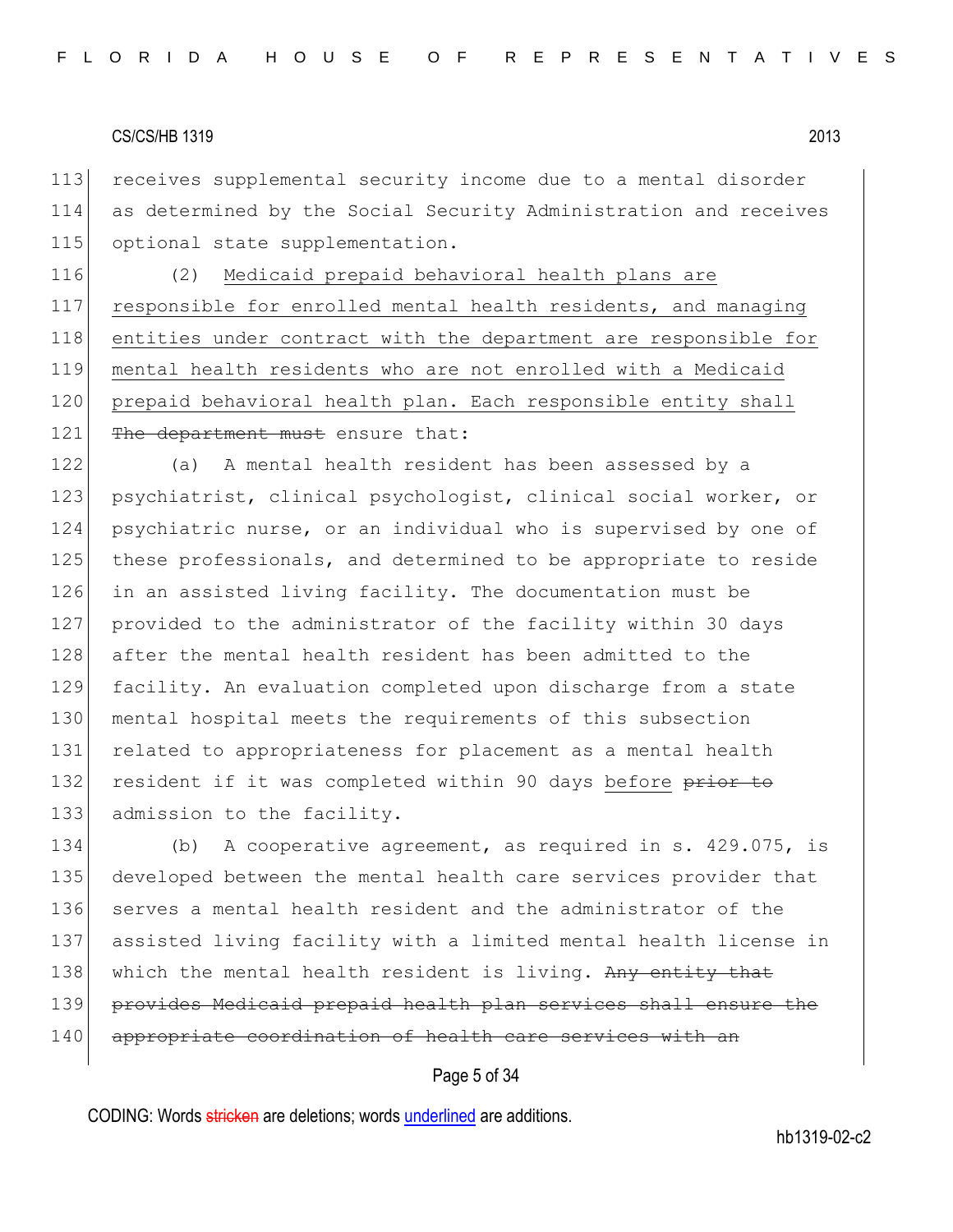receives supplemental security income due to a mental disorder as determined by the Social Security Administration and receives optional state supplementation.

(2) Medicaid prepaid behavioral health plans are responsible for enrolled mental health residents, and managing entities under contract with the department are responsible for mental health residents who are not enrolled with a Medicaid prepaid behavioral health plan. Each responsible entity shall ~~The department must~~ ensure that:

(a) A mental health resident has been assessed by a psychiatrist, clinical psychologist, clinical social worker, or psychiatric nurse, or an individual who is supervised by one of these professionals, and determined to be appropriate to reside in an assisted living facility. The documentation must be provided to the administrator of the facility within 30 days after the mental health resident has been admitted to the facility. An evaluation completed upon discharge from a state mental hospital meets the requirements of this subsection related to appropriateness for placement as a mental health resident if it was completed within 90 days before ~~prior to~~ admission to the facility.

(b) A cooperative agreement, as required in s. 429.075, is developed between the mental health care services provider that serves a mental health resident and the administrator of the assisted living facility with a limited mental health license in which the mental health resident is living. ~~Any entity that provides Medicaid prepaid health plan services shall ensure the appropriate coordination of health care services with an~~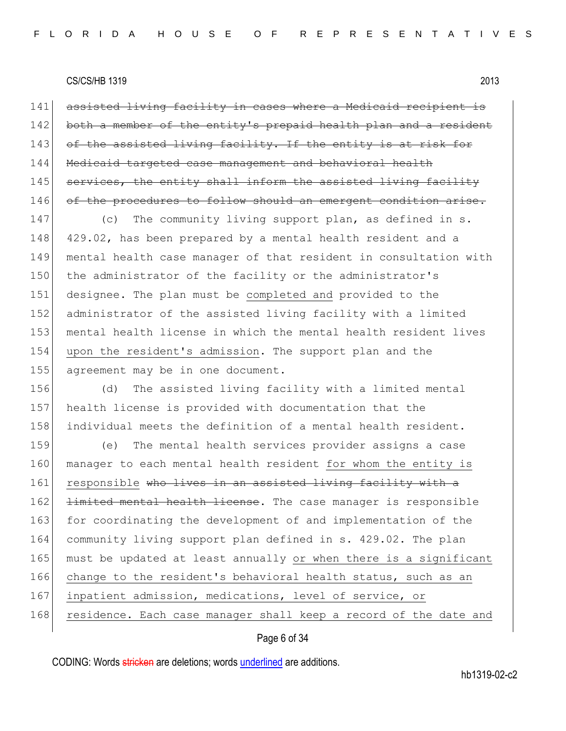~~assisted living facility in cases where a Medicaid recipient is both a member of the entity's prepaid health plan and a resident of the assisted living facility. If the entity is at risk for Medicaid targeted case management and behavioral health services, the entity shall inform the assisted living facility of the procedures to follow should an emergent condition arise.~~

(c) The community living support plan, as defined in s. 429.02, has been prepared by a mental health resident and a mental health case manager of that resident in consultation with the administrator of the facility or the administrator's designee. The plan must be <u>completed and</u> provided to the administrator of the assisted living facility with a limited mental health license in which the mental health resident lives <u>upon the resident's admission</u>. The support plan and the agreement may be in one document.

(d) The assisted living facility with a limited mental health license is provided with documentation that the individual meets the definition of a mental health resident.

(e) The mental health services provider assigns a case manager to each mental health resident <u>for whom the entity is responsible</u> ~~who lives in an assisted living facility with a limited mental health license~~. The case manager is responsible for coordinating the development of and implementation of the community living support plan defined in s. 429.02. The plan must be updated at least annually <u>or when there is a significant change to the resident's behavioral health status, such as an inpatient admission, medications, level of service, or residence. Each case manager shall keep a record of the date and</u>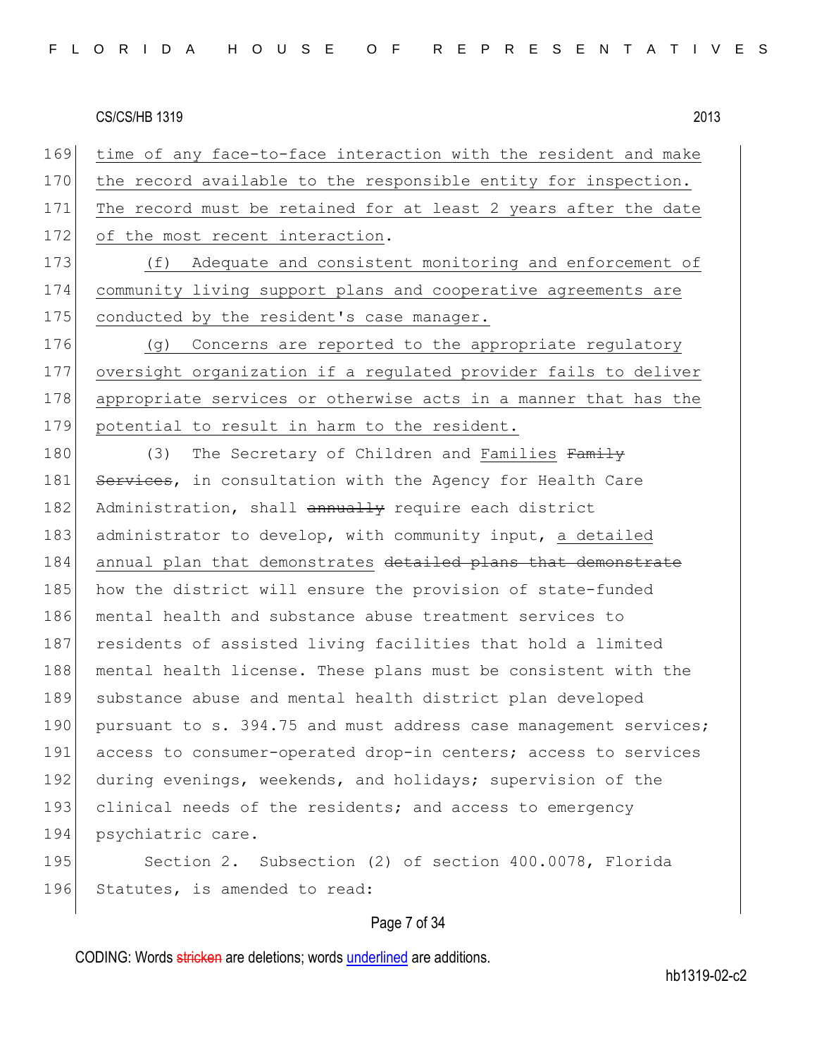time of any face-to-face interaction with the resident and make the record available to the responsible entity for inspection. The record must be retained for at least 2 years after the date of the most recent interaction.

(f) Adequate and consistent monitoring and enforcement of community living support plans and cooperative agreements are conducted by the resident's case manager.

(g) Concerns are reported to the appropriate regulatory oversight organization if a regulated provider fails to deliver appropriate services or otherwise acts in a manner that has the potential to result in harm to the resident.

(3) The Secretary of Children and Families ~~Family Services~~, in consultation with the Agency for Health Care Administration, shall ~~annually~~ require each district administrator to develop, with community input, a detailed annual plan that demonstrates ~~detailed plans that demonstrate~~ how the district will ensure the provision of state-funded mental health and substance abuse treatment services to residents of assisted living facilities that hold a limited mental health license. These plans must be consistent with the substance abuse and mental health district plan developed pursuant to s. 394.75 and must address case management services; access to consumer-operated drop-in centers; access to services during evenings, weekends, and holidays; supervision of the clinical needs of the residents; and access to emergency psychiatric care.

Section 2. Subsection (2) of section 400.0078, Florida Statutes, is amended to read: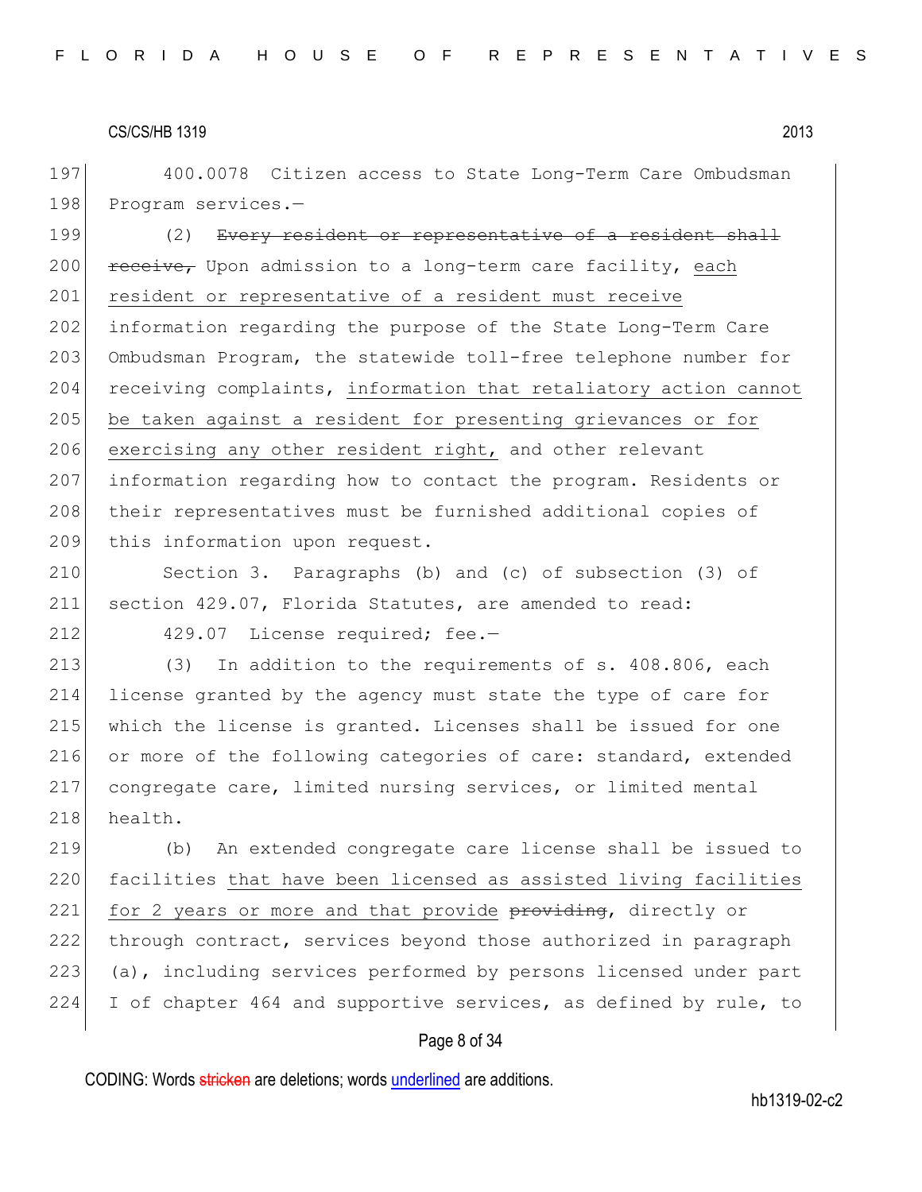400.0078 Citizen access to State Long-Term Care Ombudsman Program services.—

(2) ~~Every resident or representative of a resident shall receive,~~ Upon admission to a long-term care facility, <u>each resident or representative of a resident must receive</u> information regarding the purpose of the State Long-Term Care Ombudsman Program, the statewide toll-free telephone number for receiving complaints, <u>information that retaliatory action cannot be taken against a resident for presenting grievances or for exercising any other resident right,</u> and other relevant information regarding how to contact the program. Residents or their representatives must be furnished additional copies of this information upon request.

Section 3. Paragraphs (b) and (c) of subsection (3) of section 429.07, Florida Statutes, are amended to read:

429.07 License required; fee.—

(3) In addition to the requirements of s. 408.806, each license granted by the agency must state the type of care for which the license is granted. Licenses shall be issued for one or more of the following categories of care: standard, extended congregate care, limited nursing services, or limited mental health.

(b) An extended congregate care license shall be issued to facilities <u>that have been licensed as assisted living facilities for 2 years or more and that provide</u> ~~providing~~, directly or through contract, services beyond those authorized in paragraph (a), including services performed by persons licensed under part I of chapter 464 and supportive services, as defined by rule, to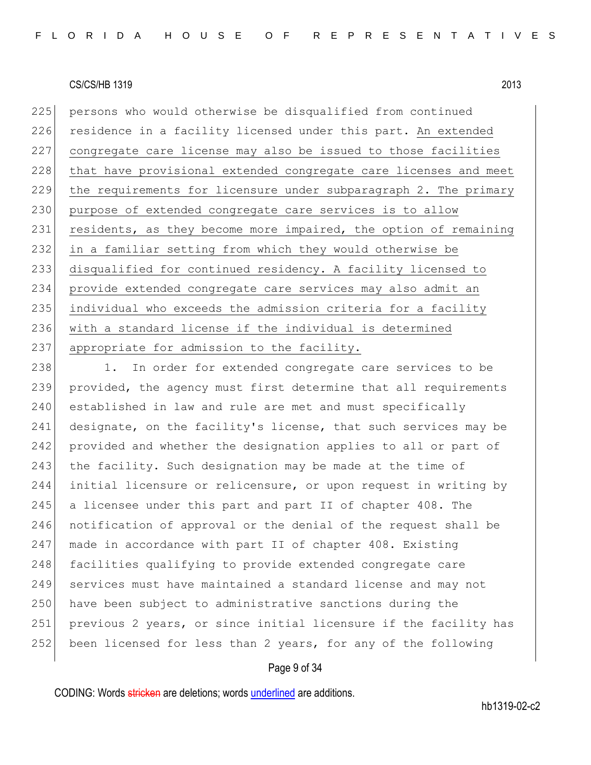persons who would otherwise be disqualified from continued residence in a facility licensed under this part. <u>An extended congregate care license may also be issued to those facilities that have provisional extended congregate care licenses and meet the requirements for licensure under subparagraph 2. The primary purpose of extended congregate care services is to allow residents, as they become more impaired, the option of remaining in a familiar setting from which they would otherwise be disqualified for continued residency. A facility licensed to provide extended congregate care services may also admit an individual who exceeds the admission criteria for a facility with a standard license if the individual is determined appropriate for admission to the facility.</u>

1. In order for extended congregate care services to be provided, the agency must first determine that all requirements established in law and rule are met and must specifically designate, on the facility's license, that such services may be provided and whether the designation applies to all or part of the facility. Such designation may be made at the time of initial licensure or relicensure, or upon request in writing by a licensee under this part and part II of chapter 408. The notification of approval or the denial of the request shall be made in accordance with part II of chapter 408. Existing facilities qualifying to provide extended congregate care services must have maintained a standard license and may not have been subject to administrative sanctions during the previous 2 years, or since initial licensure if the facility has been licensed for less than 2 years, for any of the following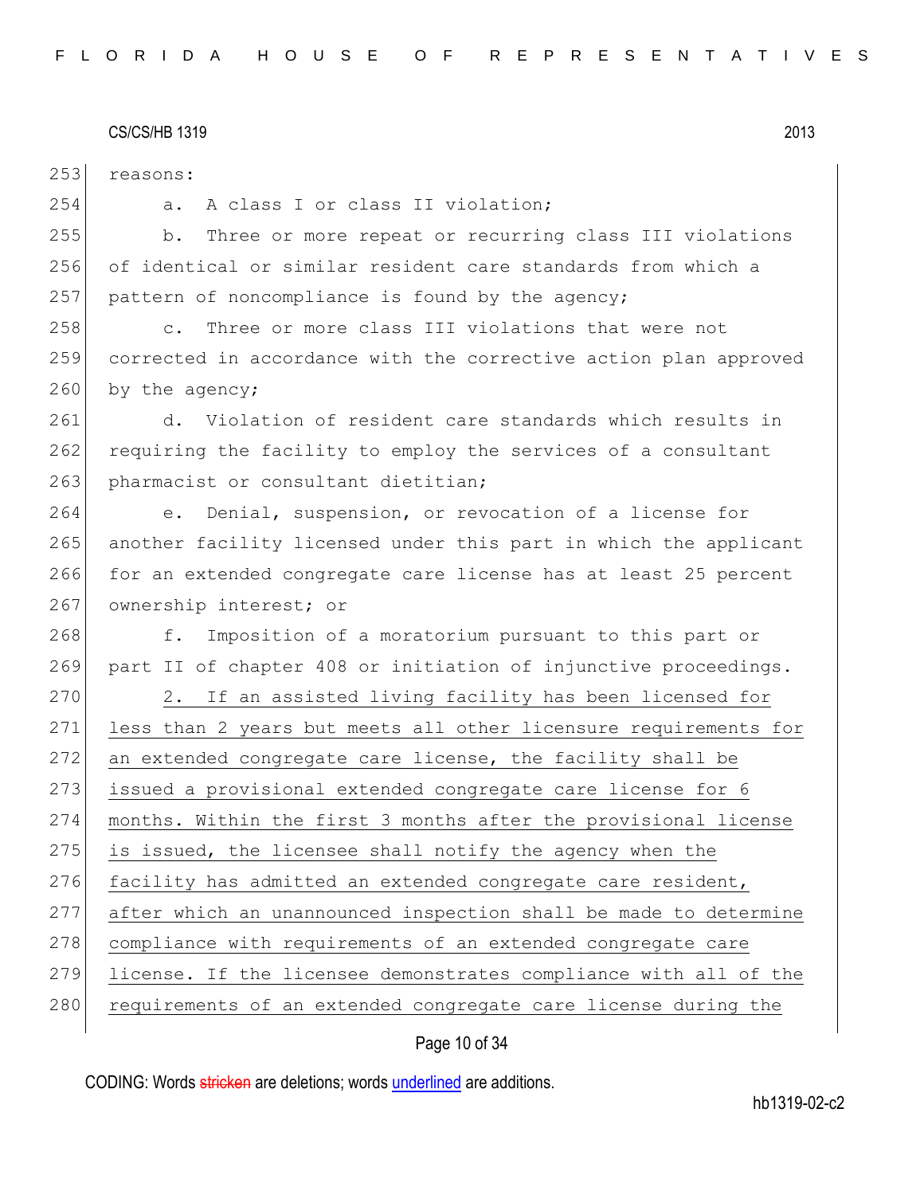reasons:

a. A class I or class II violation;

b. Three or more repeat or recurring class III violations of identical or similar resident care standards from which a pattern of noncompliance is found by the agency;

c. Three or more class III violations that were not corrected in accordance with the corrective action plan approved by the agency;

d. Violation of resident care standards which results in requiring the facility to employ the services of a consultant pharmacist or consultant dietitian;

e. Denial, suspension, or revocation of a license for another facility licensed under this part in which the applicant for an extended congregate care license has at least 25 percent ownership interest; or

f. Imposition of a moratorium pursuant to this part or part II of chapter 408 or initiation of injunctive proceedings.

2. If an assisted living facility has been licensed for less than 2 years but meets all other licensure requirements for an extended congregate care license, the facility shall be issued a provisional extended congregate care license for 6 months. Within the first 3 months after the provisional license is issued, the licensee shall notify the agency when the facility has admitted an extended congregate care resident, after which an unannounced inspection shall be made to determine compliance with requirements of an extended congregate care license. If the licensee demonstrates compliance with all of the requirements of an extended congregate care license during the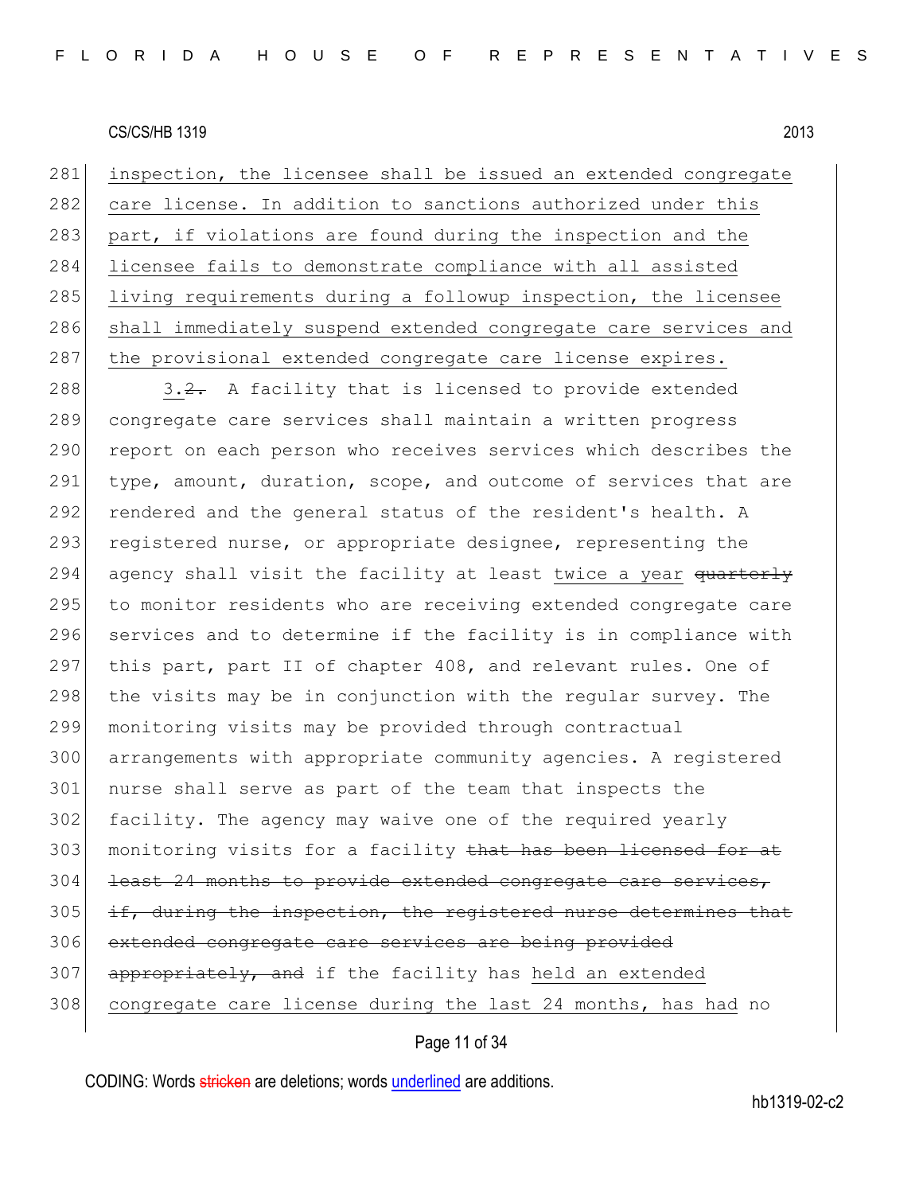inspection, the licensee shall be issued an extended congregate care license. In addition to sanctions authorized under this part, if violations are found during the inspection and the licensee fails to demonstrate compliance with all assisted living requirements during a followup inspection, the licensee shall immediately suspend extended congregate care services and the provisional extended congregate care license expires.

3.~~2.~~ A facility that is licensed to provide extended congregate care services shall maintain a written progress report on each person who receives services which describes the type, amount, duration, scope, and outcome of services that are rendered and the general status of the resident's health. A registered nurse, or appropriate designee, representing the agency shall visit the facility at least twice a year ~~quarterly~~ to monitor residents who are receiving extended congregate care services and to determine if the facility is in compliance with this part, part II of chapter 408, and relevant rules. One of the visits may be in conjunction with the regular survey. The monitoring visits may be provided through contractual arrangements with appropriate community agencies. A registered nurse shall serve as part of the team that inspects the facility. The agency may waive one of the required yearly monitoring visits for a facility ~~that has been licensed for at least 24 months to provide extended congregate care services, if, during the inspection, the registered nurse determines that extended congregate care services are being provided appropriately, and~~ if the facility has held an extended congregate care license during the last 24 months, has had no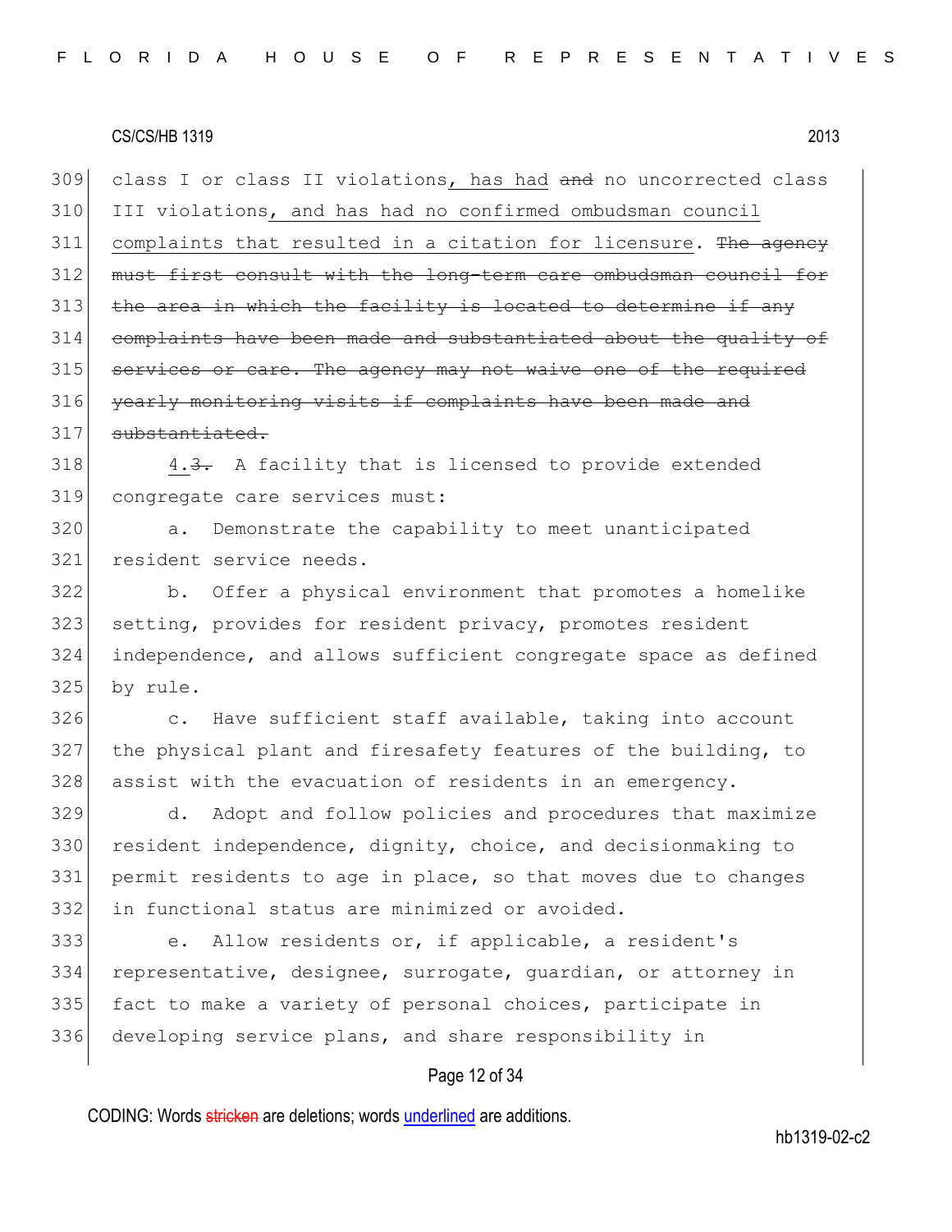class I or class II violations, has had ~~and~~ no uncorrected class III violations, and has had no confirmed ombudsman council complaints that resulted in a citation for licensure. ~~The agency must first consult with the long-term care ombudsman council for the area in which the facility is located to determine if any complaints have been made and substantiated about the quality of services or care. The agency may not waive one of the required yearly monitoring visits if complaints have been made and substantiated.~~

4.~~3.~~ A facility that is licensed to provide extended congregate care services must:

a. Demonstrate the capability to meet unanticipated resident service needs.

b. Offer a physical environment that promotes a homelike setting, provides for resident privacy, promotes resident independence, and allows sufficient congregate space as defined by rule.

c. Have sufficient staff available, taking into account the physical plant and firesafety features of the building, to assist with the evacuation of residents in an emergency.

d. Adopt and follow policies and procedures that maximize resident independence, dignity, choice, and decisionmaking to permit residents to age in place, so that moves due to changes in functional status are minimized or avoided.

e. Allow residents or, if applicable, a resident's representative, designee, surrogate, guardian, or attorney in fact to make a variety of personal choices, participate in developing service plans, and share responsibility in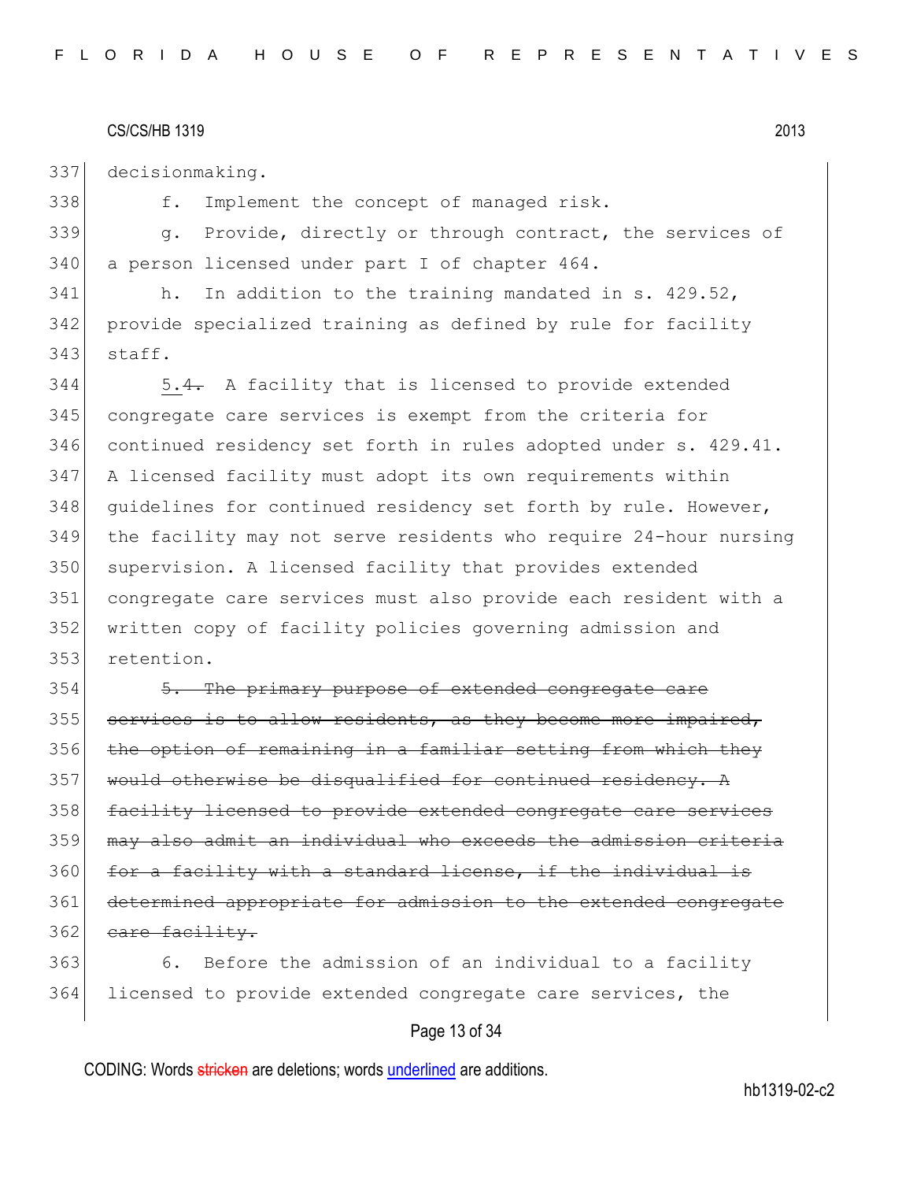decisionmaking.

f. Implement the concept of managed risk.

g. Provide, directly or through contract, the services of a person licensed under part I of chapter 464.

h. In addition to the training mandated in s. 429.52, provide specialized training as defined by rule for facility staff.

<u>5.</u>~~4.~~ A facility that is licensed to provide extended congregate care services is exempt from the criteria for continued residency set forth in rules adopted under s. 429.41. A licensed facility must adopt its own requirements within guidelines for continued residency set forth by rule. However, the facility may not serve residents who require 24-hour nursing supervision. A licensed facility that provides extended congregate care services must also provide each resident with a written copy of facility policies governing admission and retention.

~~5. The primary purpose of extended congregate care services is to allow residents, as they become more impaired, the option of remaining in a familiar setting from which they would otherwise be disqualified for continued residency. A facility licensed to provide extended congregate care services may also admit an individual who exceeds the admission criteria for a facility with a standard license, if the individual is determined appropriate for admission to the extended congregate care facility.~~

6. Before the admission of an individual to a facility licensed to provide extended congregate care services, the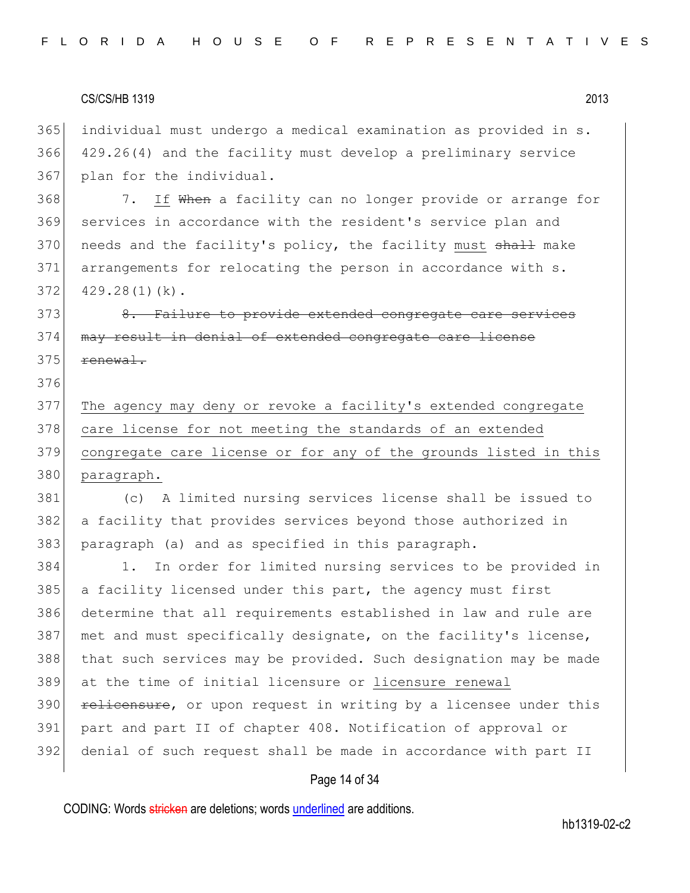individual must undergo a medical examination as provided in s. 429.26(4) and the facility must develop a preliminary service plan for the individual.

7. If ~~When~~ a facility can no longer provide or arrange for services in accordance with the resident's service plan and needs and the facility's policy, the facility must ~~shall~~ make arrangements for relocating the person in accordance with s. 429.28(1)(k).

~~8. Failure to provide extended congregate care services may result in denial of extended congregate care license renewal.~~

The agency may deny or revoke a facility's extended congregate care license for not meeting the standards of an extended congregate care license or for any of the grounds listed in this paragraph.

(c) A limited nursing services license shall be issued to a facility that provides services beyond those authorized in paragraph (a) and as specified in this paragraph.

1. In order for limited nursing services to be provided in a facility licensed under this part, the agency must first determine that all requirements established in law and rule are met and must specifically designate, on the facility's license, that such services may be provided. Such designation may be made at the time of initial licensure or licensure renewal ~~relicensure~~, or upon request in writing by a licensee under this part and part II of chapter 408. Notification of approval or denial of such request shall be made in accordance with part II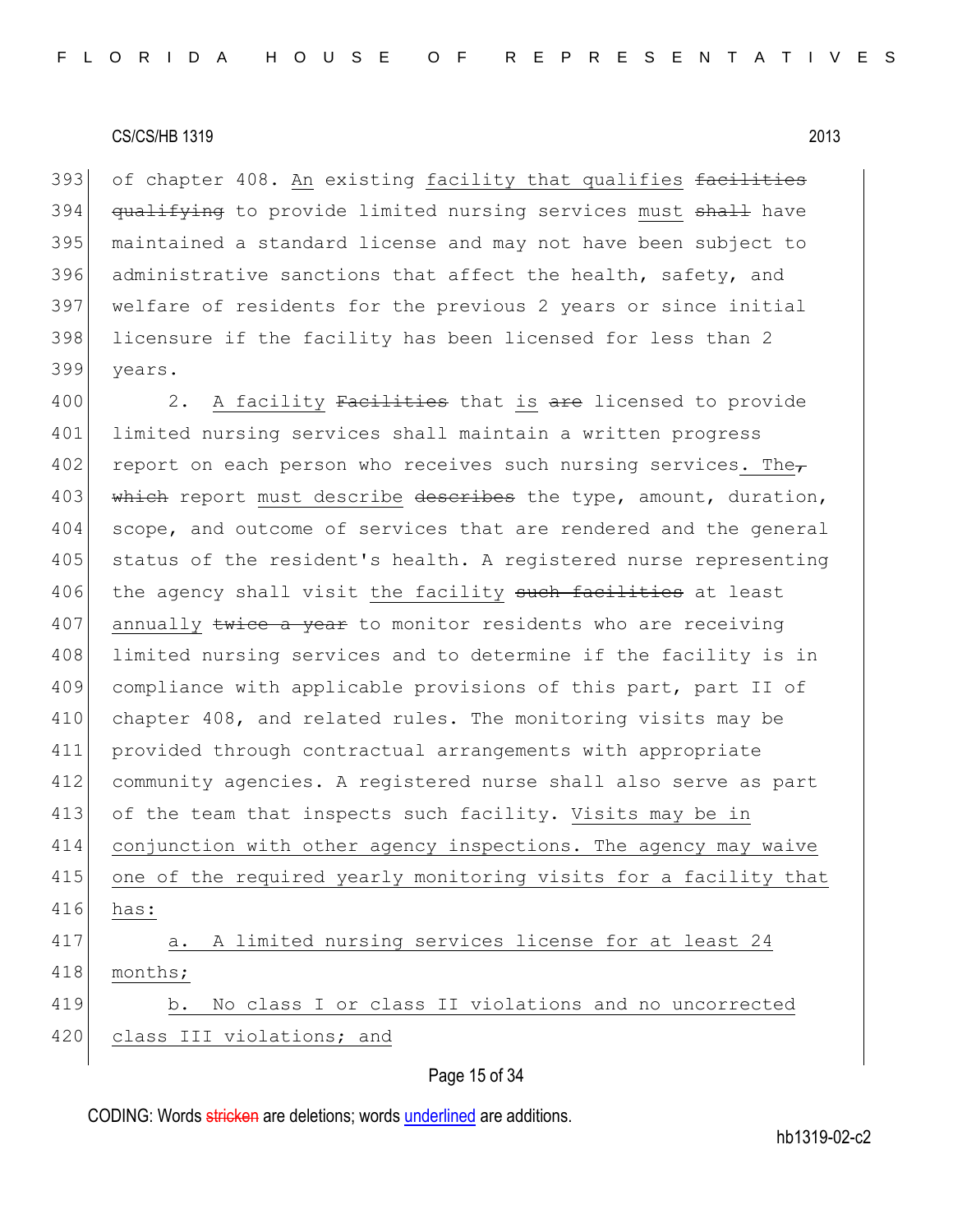393 of chapter 408. An existing facility that qualifies ~~facilities qualifying~~ to provide limited nursing services must ~~shall~~ have maintained a standard license and may not have been subject to administrative sanctions that affect the health, safety, and welfare of residents for the previous 2 years or since initial licensure if the facility has been licensed for less than 2 years.

400 2. A facility ~~Facilities~~ that is ~~are~~ licensed to provide limited nursing services shall maintain a written progress report on each person who receives such nursing services. The~~,~~ ~~which~~ report must describe ~~describes~~ the type, amount, duration, scope, and outcome of services that are rendered and the general status of the resident's health. A registered nurse representing the agency shall visit the facility ~~such facilities~~ at least annually ~~twice a year~~ to monitor residents who are receiving limited nursing services and to determine if the facility is in compliance with applicable provisions of this part, part II of chapter 408, and related rules. The monitoring visits may be provided through contractual arrangements with appropriate community agencies. A registered nurse shall also serve as part of the team that inspects such facility. Visits may be in conjunction with other agency inspections. The agency may waive one of the required yearly monitoring visits for a facility that has:

417 a. A limited nursing services license for at least 24 months;

419 b. No class I or class II violations and no uncorrected class III violations; and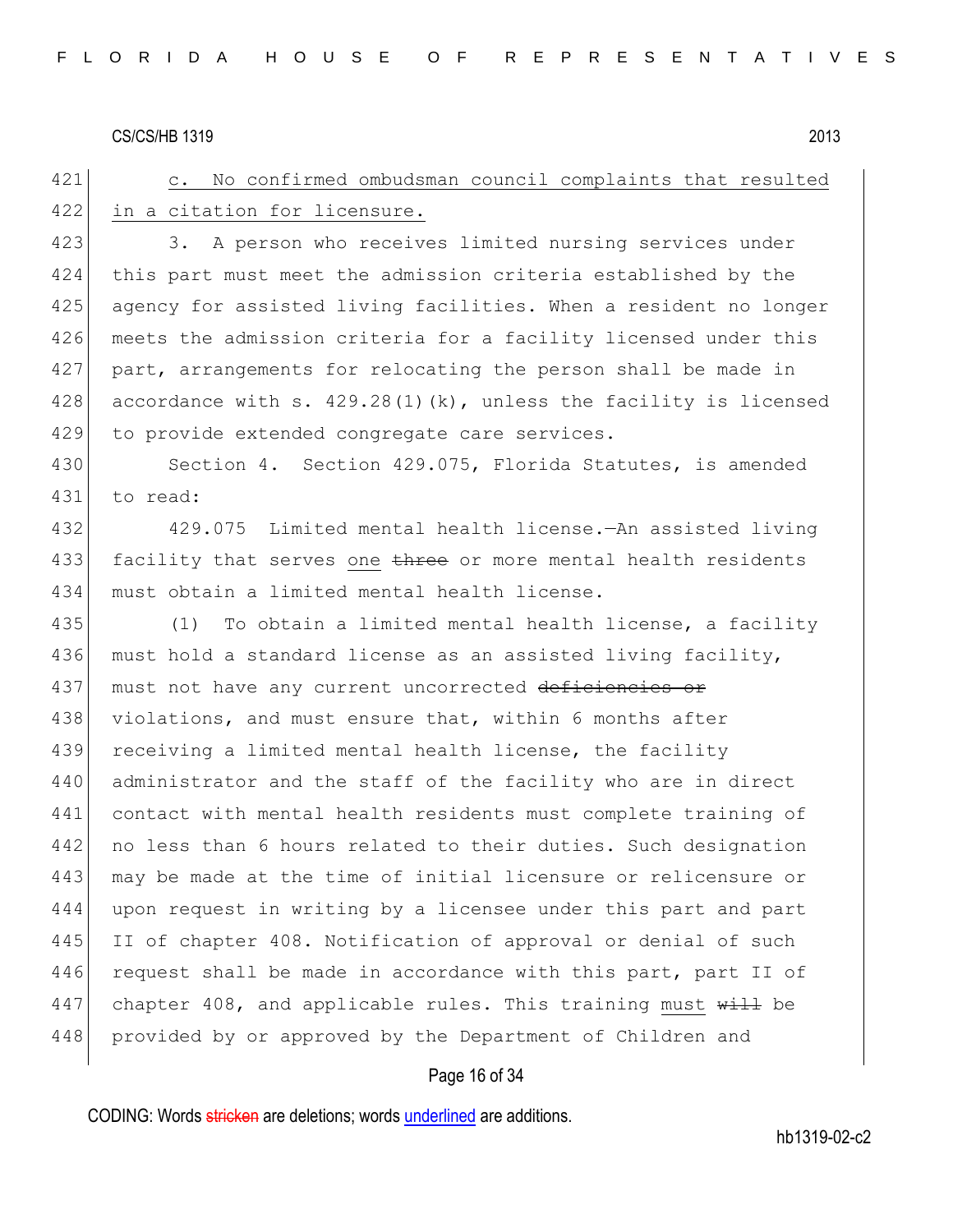c. No confirmed ombudsman council complaints that resulted in a citation for licensure.

3. A person who receives limited nursing services under this part must meet the admission criteria established by the agency for assisted living facilities. When a resident no longer meets the admission criteria for a facility licensed under this part, arrangements for relocating the person shall be made in accordance with s. 429.28(1)(k), unless the facility is licensed to provide extended congregate care services.

Section 4. Section 429.075, Florida Statutes, is amended to read:

429.075 Limited mental health license.—An assisted living facility that serves one ~~three~~ or more mental health residents must obtain a limited mental health license.

(1) To obtain a limited mental health license, a facility must hold a standard license as an assisted living facility, must not have any current uncorrected ~~deficiencies or~~ violations, and must ensure that, within 6 months after receiving a limited mental health license, the facility administrator and the staff of the facility who are in direct contact with mental health residents must complete training of no less than 6 hours related to their duties. Such designation may be made at the time of initial licensure or relicensure or upon request in writing by a licensee under this part and part II of chapter 408. Notification of approval or denial of such request shall be made in accordance with this part, part II of chapter 408, and applicable rules. This training must ~~will~~ be provided by or approved by the Department of Children and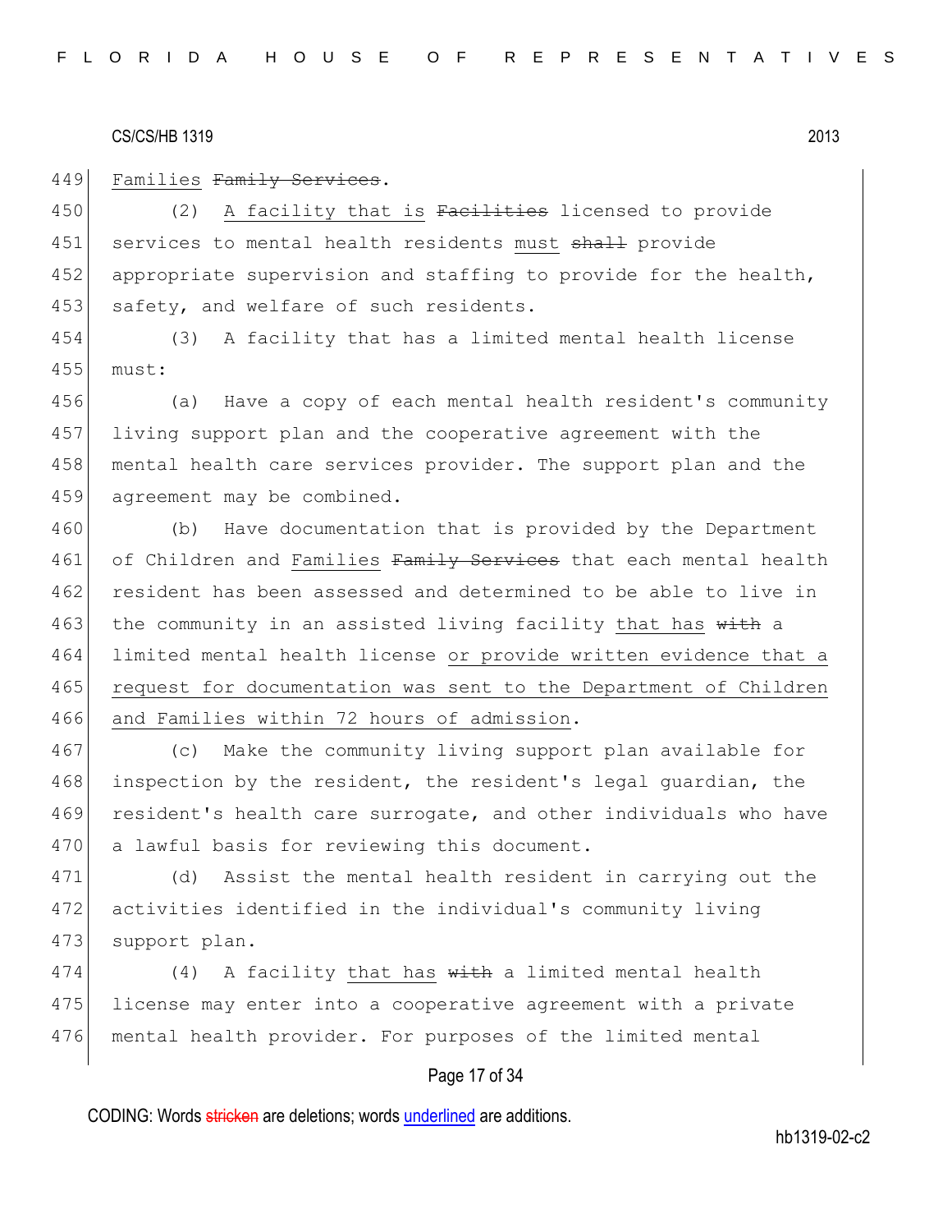Families ~~Family Services~~.

(2) <u>A facility that is</u> ~~Facilities~~ licensed to provide services to mental health residents <u>must</u> ~~shall~~ provide appropriate supervision and staffing to provide for the health, safety, and welfare of such residents.

(3) A facility that has a limited mental health license must:

(a) Have a copy of each mental health resident's community living support plan and the cooperative agreement with the mental health care services provider. The support plan and the agreement may be combined.

(b) Have documentation that is provided by the Department of Children and <u>Families</u> ~~Family Services~~ that each mental health resident has been assessed and determined to be able to live in the community in an assisted living facility <u>that has</u> ~~with~~ a limited mental health license <u>or provide written evidence that a request for documentation was sent to the Department of Children and Families within 72 hours of admission</u>.

(c) Make the community living support plan available for inspection by the resident, the resident's legal guardian, the resident's health care surrogate, and other individuals who have a lawful basis for reviewing this document.

(d) Assist the mental health resident in carrying out the activities identified in the individual's community living support plan.

(4) A facility <u>that has</u> ~~with~~ a limited mental health license may enter into a cooperative agreement with a private mental health provider. For purposes of the limited mental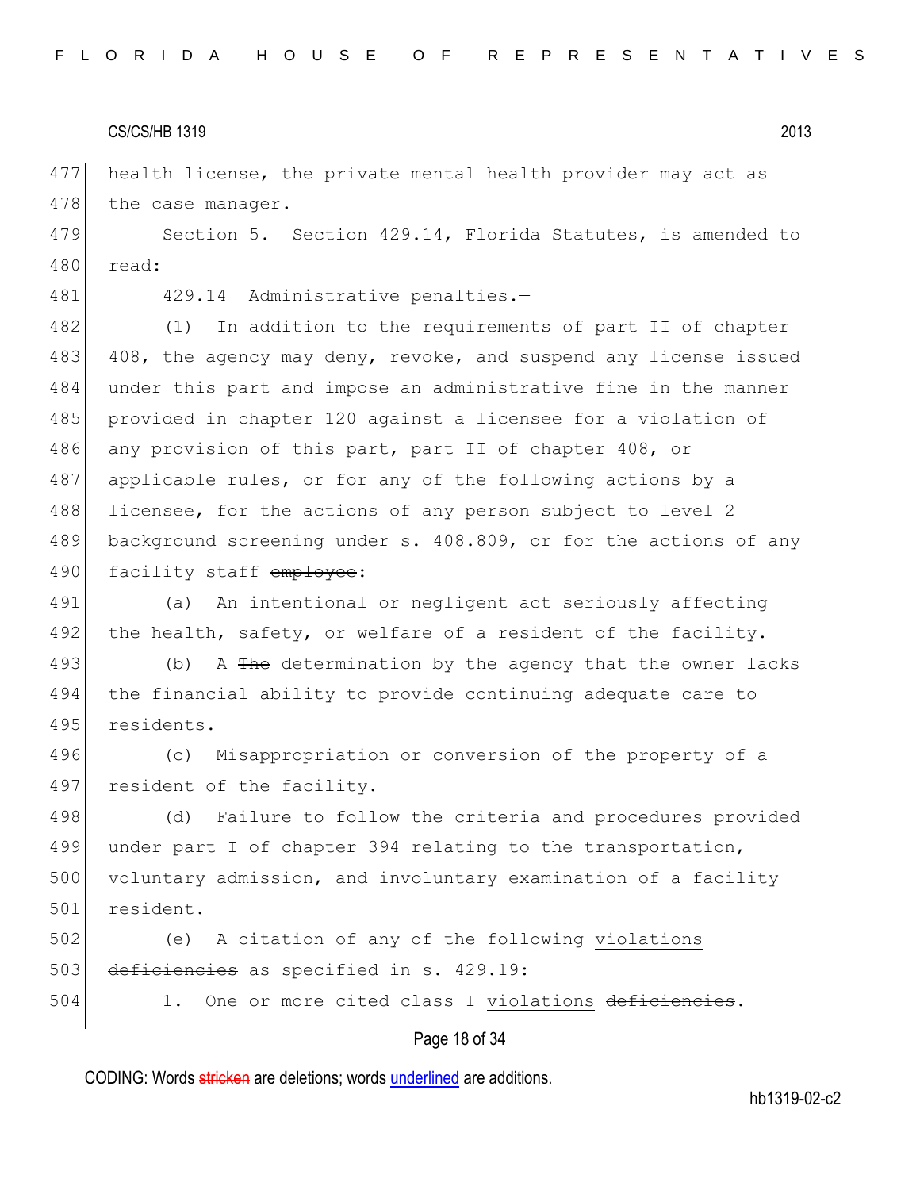health license, the private mental health provider may act as the case manager.

Section 5. Section 429.14, Florida Statutes, is amended to read:

429.14 Administrative penalties.—

(1) In addition to the requirements of part II of chapter 408, the agency may deny, revoke, and suspend any license issued under this part and impose an administrative fine in the manner provided in chapter 120 against a licensee for a violation of any provision of this part, part II of chapter 408, or applicable rules, or for any of the following actions by a licensee, for the actions of any person subject to level 2 background screening under s. 408.809, or for the actions of any facility staff ~~employee~~:

(a) An intentional or negligent act seriously affecting the health, safety, or welfare of a resident of the facility.

(b) A ~~The~~ determination by the agency that the owner lacks the financial ability to provide continuing adequate care to residents.

(c) Misappropriation or conversion of the property of a resident of the facility.

(d) Failure to follow the criteria and procedures provided under part I of chapter 394 relating to the transportation, voluntary admission, and involuntary examination of a facility resident.

(e) A citation of any of the following violations ~~deficiencies~~ as specified in s. 429.19:

1. One or more cited class I violations ~~deficiencies~~.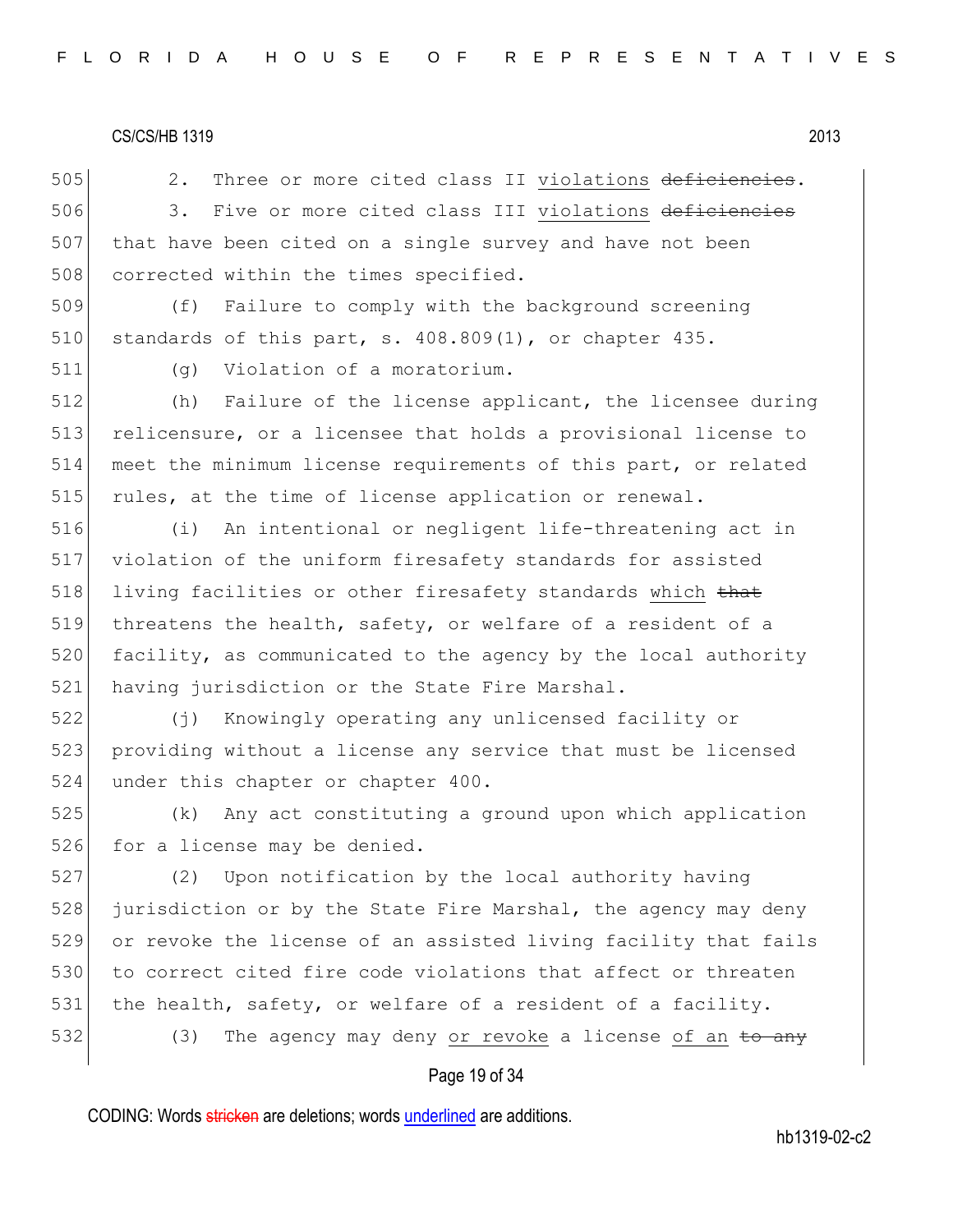2. Three or more cited class II violations ~~deficiencies~~.

3. Five or more cited class III violations ~~deficiencies~~ that have been cited on a single survey and have not been corrected within the times specified.

(f) Failure to comply with the background screening standards of this part, s. 408.809(1), or chapter 435.

(g) Violation of a moratorium.

(h) Failure of the license applicant, the licensee during relicensure, or a licensee that holds a provisional license to meet the minimum license requirements of this part, or related rules, at the time of license application or renewal.

(i) An intentional or negligent life-threatening act in violation of the uniform firesafety standards for assisted living facilities or other firesafety standards which ~~that~~ threatens the health, safety, or welfare of a resident of a facility, as communicated to the agency by the local authority having jurisdiction or the State Fire Marshal.

(j) Knowingly operating any unlicensed facility or providing without a license any service that must be licensed under this chapter or chapter 400.

(k) Any act constituting a ground upon which application for a license may be denied.

(2) Upon notification by the local authority having jurisdiction or by the State Fire Marshal, the agency may deny or revoke the license of an assisted living facility that fails to correct cited fire code violations that affect or threaten the health, safety, or welfare of a resident of a facility.

(3) The agency may deny or revoke a license of an ~~to any~~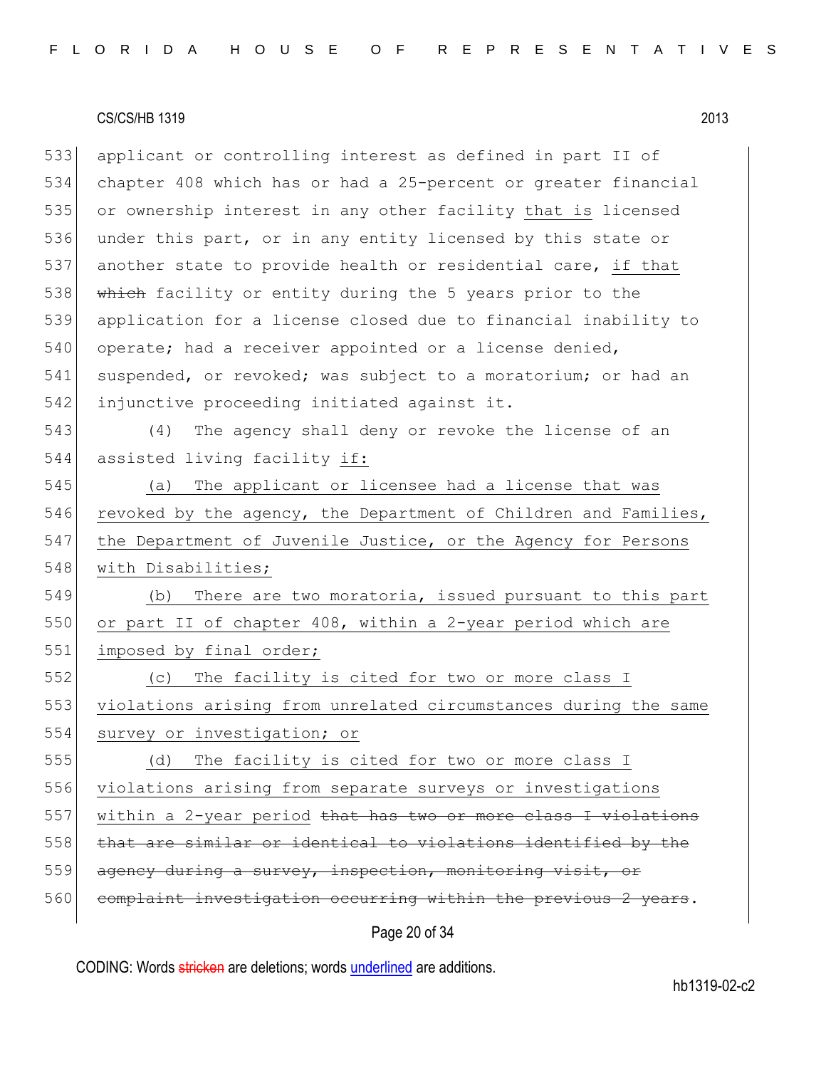applicant or controlling interest as defined in part II of chapter 408 which has or had a 25-percent or greater financial or ownership interest in any other facility that is licensed under this part, or in any entity licensed by this state or another state to provide health or residential care, if that ~~which~~ facility or entity during the 5 years prior to the application for a license closed due to financial inability to operate; had a receiver appointed or a license denied, suspended, or revoked; was subject to a moratorium; or had an injunctive proceeding initiated against it.

(4) The agency shall deny or revoke the license of an assisted living facility if:

(a) The applicant or licensee had a license that was revoked by the agency, the Department of Children and Families, the Department of Juvenile Justice, or the Agency for Persons with Disabilities;

(b) There are two moratoria, issued pursuant to this part or part II of chapter 408, within a 2-year period which are imposed by final order;

(c) The facility is cited for two or more class I violations arising from unrelated circumstances during the same survey or investigation; or

(d) The facility is cited for two or more class I violations arising from separate surveys or investigations within a 2-year period ~~that has two or more class I violations that are similar or identical to violations identified by the agency during a survey, inspection, monitoring visit, or complaint investigation occurring within the previous 2 years~~.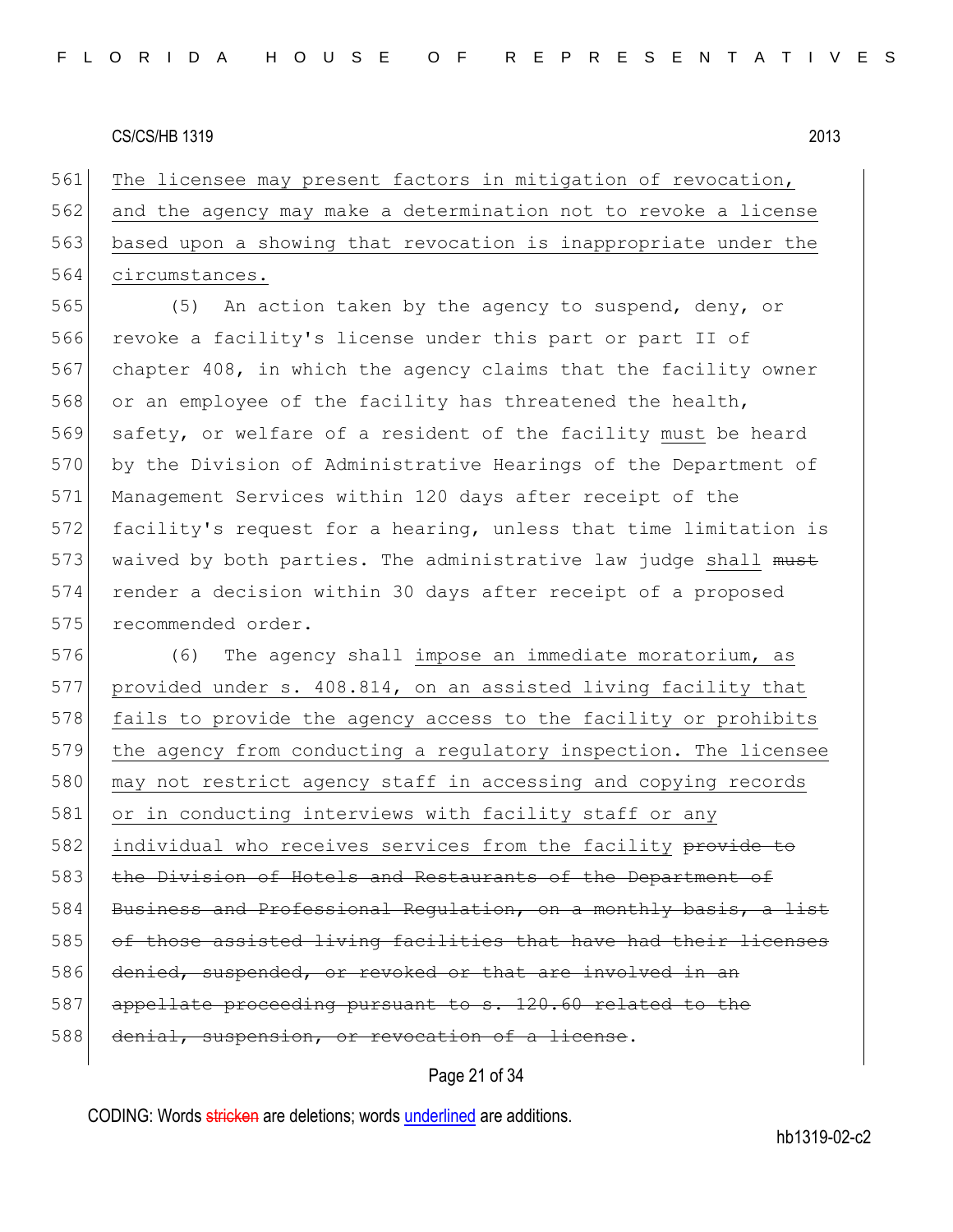The licensee may present factors in mitigation of revocation, and the agency may make a determination not to revoke a license based upon a showing that revocation is inappropriate under the circumstances.

(5) An action taken by the agency to suspend, deny, or revoke a facility's license under this part or part II of chapter 408, in which the agency claims that the facility owner or an employee of the facility has threatened the health, safety, or welfare of a resident of the facility must be heard by the Division of Administrative Hearings of the Department of Management Services within 120 days after receipt of the facility's request for a hearing, unless that time limitation is waived by both parties. The administrative law judge shall ~~must~~ render a decision within 30 days after receipt of a proposed recommended order.

(6) The agency shall impose an immediate moratorium, as provided under s. 408.814, on an assisted living facility that fails to provide the agency access to the facility or prohibits the agency from conducting a regulatory inspection. The licensee may not restrict agency staff in accessing and copying records or in conducting interviews with facility staff or any individual who receives services from the facility ~~provide to the Division of Hotels and Restaurants of the Department of Business and Professional Regulation, on a monthly basis, a list of those assisted living facilities that have had their licenses denied, suspended, or revoked or that are involved in an appellate proceeding pursuant to s. 120.60 related to the denial, suspension, or revocation of a license~~.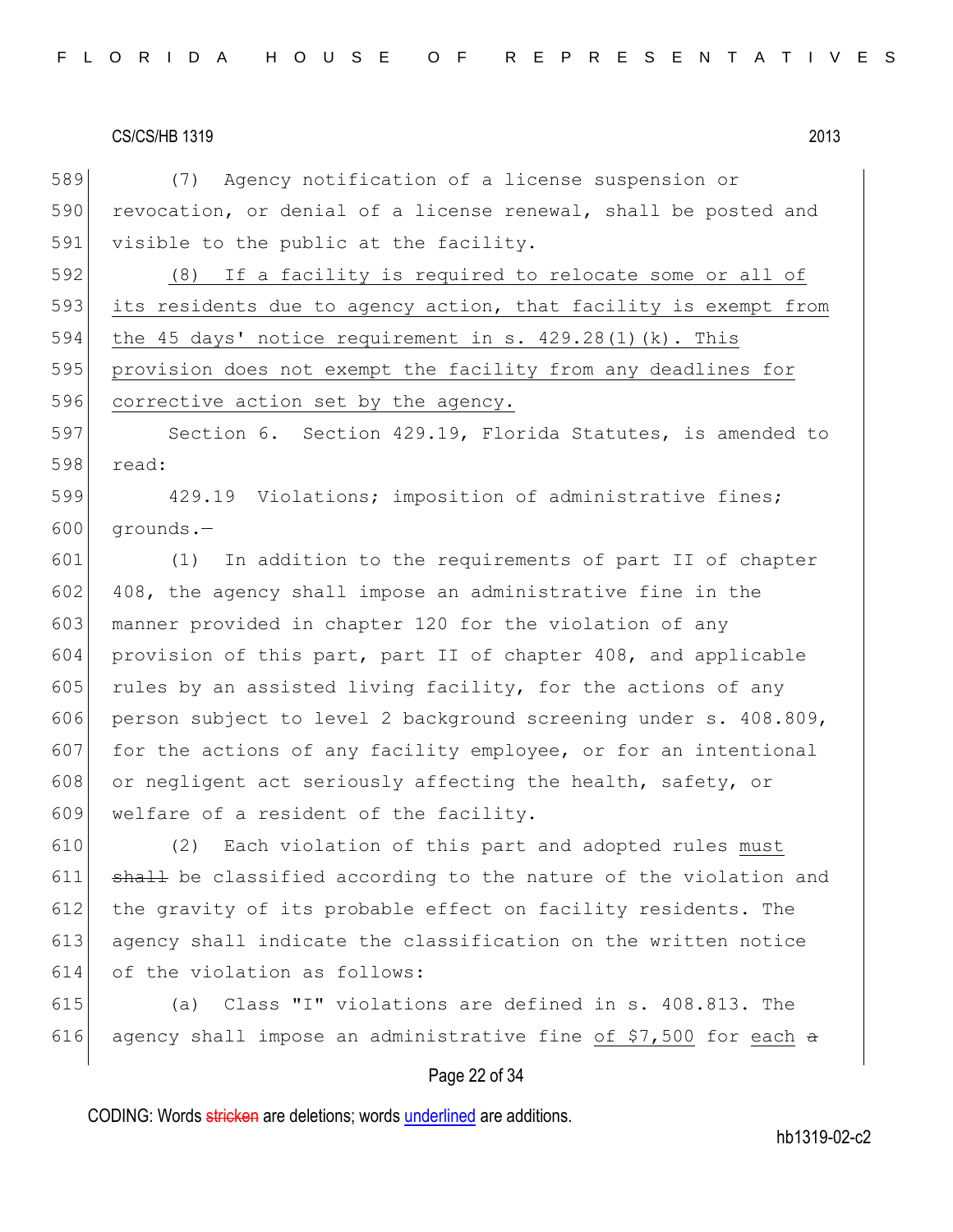(7) Agency notification of a license suspension or revocation, or denial of a license renewal, shall be posted and visible to the public at the facility.

<u>(8) If a facility is required to relocate some or all of its residents due to agency action, that facility is exempt from the 45 days' notice requirement in s. 429.28(1)(k). This provision does not exempt the facility from any deadlines for corrective action set by the agency.</u>

Section 6. Section 429.19, Florida Statutes, is amended to read:

429.19 Violations; imposition of administrative fines; grounds.—

(1) In addition to the requirements of part II of chapter 408, the agency shall impose an administrative fine in the manner provided in chapter 120 for the violation of any provision of this part, part II of chapter 408, and applicable rules by an assisted living facility, for the actions of any person subject to level 2 background screening under s. 408.809, for the actions of any facility employee, or for an intentional or negligent act seriously affecting the health, safety, or welfare of a resident of the facility.

(2) Each violation of this part and adopted rules <u>must</u> ~~shall~~ be classified according to the nature of the violation and the gravity of its probable effect on facility residents. The agency shall indicate the classification on the written notice of the violation as follows:

(a) Class "I" violations are defined in s. 408.813. The agency shall impose an administrative fine <u>of $7,500</u> for <u>each</u> ~~a~~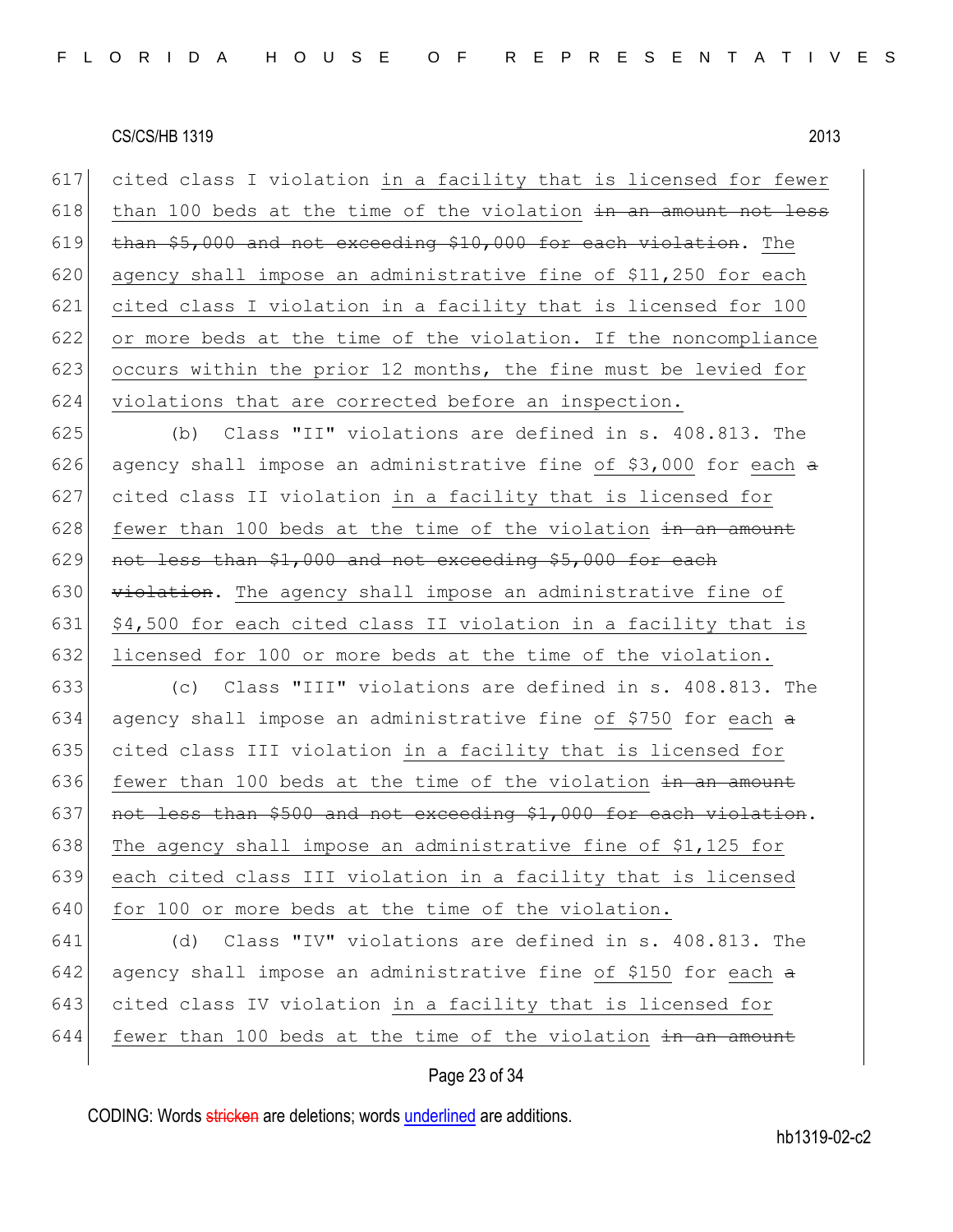cited class I violation in a facility that is licensed for fewer than 100 beds at the time of the violation ~~in an amount not less than $5,000 and not exceeding $10,000 for each violation~~. The agency shall impose an administrative fine of $11,250 for each cited class I violation in a facility that is licensed for 100 or more beds at the time of the violation. If the noncompliance occurs within the prior 12 months, the fine must be levied for violations that are corrected before an inspection.

(b) Class "II" violations are defined in s. 408.813. The agency shall impose an administrative fine of $3,000 for each ~~a~~ cited class II violation in a facility that is licensed for fewer than 100 beds at the time of the violation ~~in an amount not less than $1,000 and not exceeding $5,000 for each violation~~. The agency shall impose an administrative fine of $4,500 for each cited class II violation in a facility that is licensed for 100 or more beds at the time of the violation.

(c) Class "III" violations are defined in s. 408.813. The agency shall impose an administrative fine of $750 for each ~~a~~ cited class III violation in a facility that is licensed for fewer than 100 beds at the time of the violation ~~in an amount not less than $500 and not exceeding $1,000 for each violation~~. The agency shall impose an administrative fine of $1,125 for each cited class III violation in a facility that is licensed for 100 or more beds at the time of the violation.

(d) Class "IV" violations are defined in s. 408.813. The agency shall impose an administrative fine of $150 for each ~~a~~ cited class IV violation in a facility that is licensed for fewer than 100 beds at the time of the violation ~~in an amount~~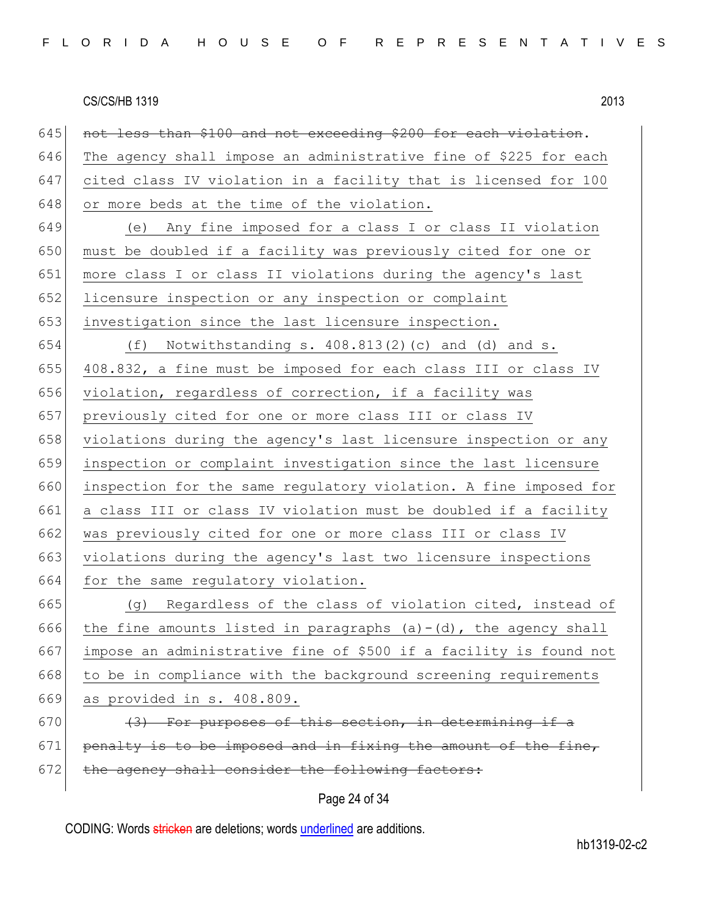~~not less than $100 and not exceeding $200 for each violation~~. The agency shall impose an administrative fine of $225 for each cited class IV violation in a facility that is licensed for 100 or more beds at the time of the violation.

(e) Any fine imposed for a class I or class II violation must be doubled if a facility was previously cited for one or more class I or class II violations during the agency's last licensure inspection or any inspection or complaint investigation since the last licensure inspection.

(f) Notwithstanding s. 408.813(2)(c) and (d) and s. 408.832, a fine must be imposed for each class III or class IV violation, regardless of correction, if a facility was previously cited for one or more class III or class IV violations during the agency's last licensure inspection or any inspection or complaint investigation since the last licensure inspection for the same regulatory violation. A fine imposed for a class III or class IV violation must be doubled if a facility was previously cited for one or more class III or class IV violations during the agency's last two licensure inspections for the same regulatory violation.

(g) Regardless of the class of violation cited, instead of the fine amounts listed in paragraphs (a)-(d), the agency shall impose an administrative fine of $500 if a facility is found not to be in compliance with the background screening requirements as provided in s. 408.809.

~~(3) For purposes of this section, in determining if a penalty is to be imposed and in fixing the amount of the fine, the agency shall consider the following factors:~~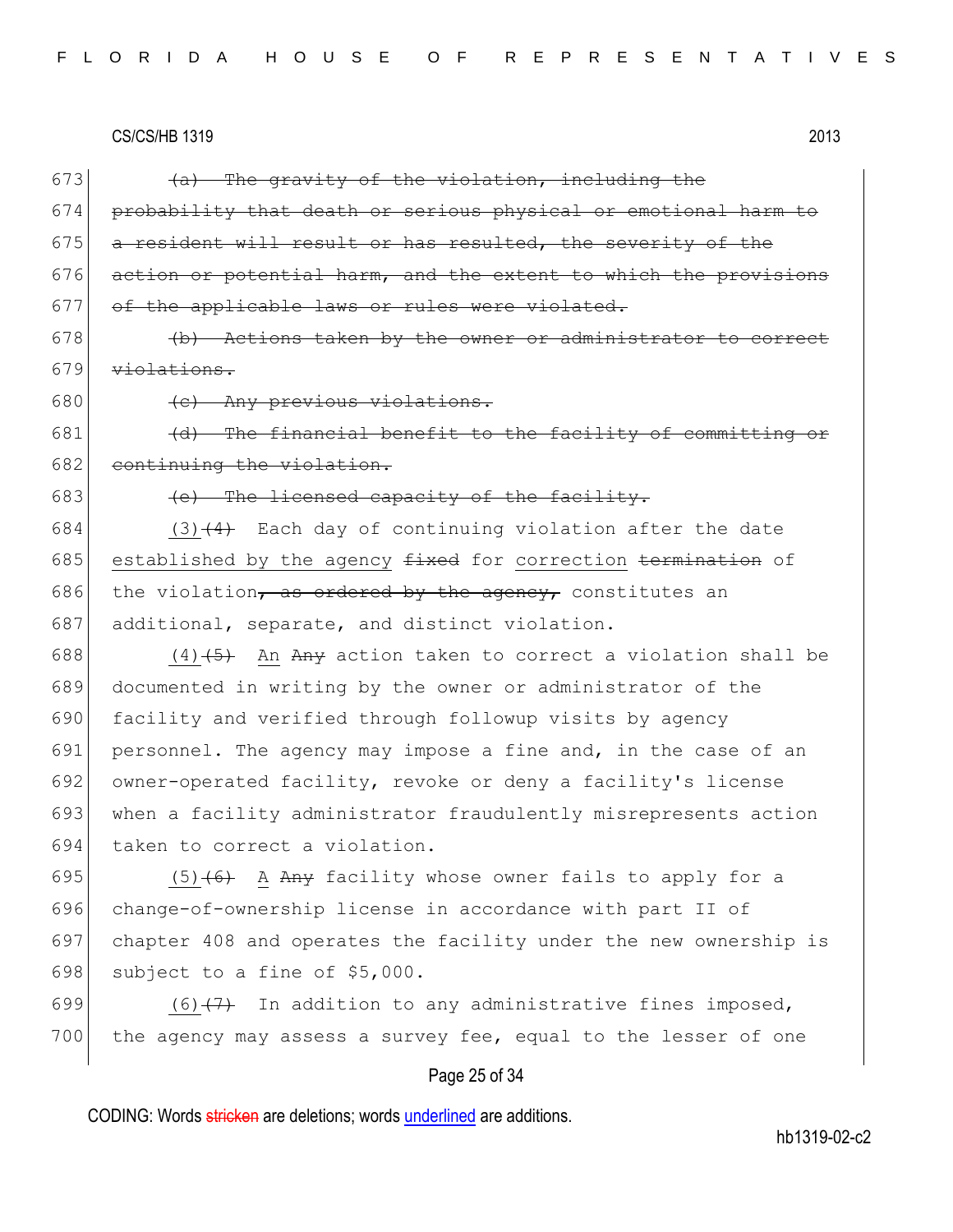673 ~~(a) The gravity of the violation, including the~~
674 ~~probability that death or serious physical or emotional harm to~~
675 ~~a resident will result or has resulted, the severity of the~~
676 ~~action or potential harm, and the extent to which the provisions~~
677 ~~of the applicable laws or rules were violated.~~
678 ~~(b) Actions taken by the owner or administrator to correct~~
679 ~~violations.~~
680 ~~(c) Any previous violations.~~
681 ~~(d) The financial benefit to the facility of committing or~~
682 ~~continuing the violation.~~
683 ~~(e) The licensed capacity of the facility.~~
684 <u>(3)</u>~~(4)~~ Each day of continuing violation after the date
685 <u>established by the agency</u> ~~fixed~~ for <u>correction</u> ~~termination~~ of
686 the violation~~, as ordered by the agency,~~ constitutes an
687 additional, separate, and distinct violation.
688 <u>(4)</u>~~(5)~~ <u>An</u> ~~Any~~ action taken to correct a violation shall be
689 documented in writing by the owner or administrator of the
690 facility and verified through followup visits by agency
691 personnel. The agency may impose a fine and, in the case of an
692 owner-operated facility, revoke or deny a facility's license
693 when a facility administrator fraudulently misrepresents action
694 taken to correct a violation.
695 <u>(5)</u>~~(6)~~ <u>A</u> ~~Any~~ facility whose owner fails to apply for a
696 change-of-ownership license in accordance with part II of
697 chapter 408 and operates the facility under the new ownership is
698 subject to a fine of $5,000.
699 <u>(6)</u>~~(7)~~ In addition to any administrative fines imposed,
700 the agency may assess a survey fee, equal to the lesser of one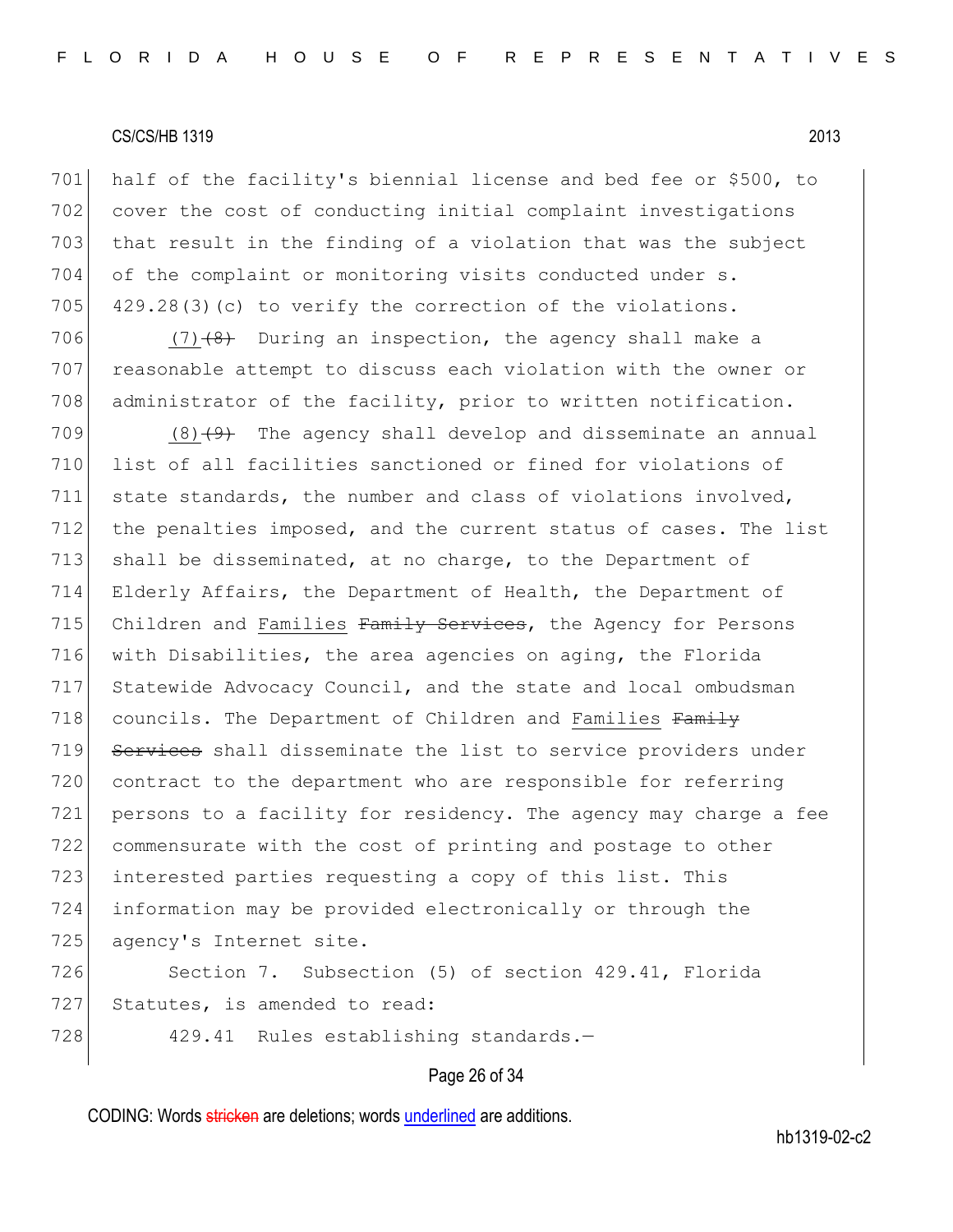half of the facility's biennial license and bed fee or $500, to cover the cost of conducting initial complaint investigations that result in the finding of a violation that was the subject of the complaint or monitoring visits conducted under s. 429.28(3)(c) to verify the correction of the violations.

<u>(7)</u>~~(8)~~ During an inspection, the agency shall make a reasonable attempt to discuss each violation with the owner or administrator of the facility, prior to written notification.

<u>(8)</u>~~(9)~~ The agency shall develop and disseminate an annual list of all facilities sanctioned or fined for violations of state standards, the number and class of violations involved, the penalties imposed, and the current status of cases. The list shall be disseminated, at no charge, to the Department of Elderly Affairs, the Department of Health, the Department of Children and <u>Families</u> ~~Family Services~~, the Agency for Persons with Disabilities, the area agencies on aging, the Florida Statewide Advocacy Council, and the state and local ombudsman councils. The Department of Children and <u>Families</u> ~~Family Services~~ shall disseminate the list to service providers under contract to the department who are responsible for referring persons to a facility for residency. The agency may charge a fee commensurate with the cost of printing and postage to other interested parties requesting a copy of this list. This information may be provided electronically or through the agency's Internet site.

Section 7. Subsection (5) of section 429.41, Florida Statutes, is amended to read:

429.41 Rules establishing standards.—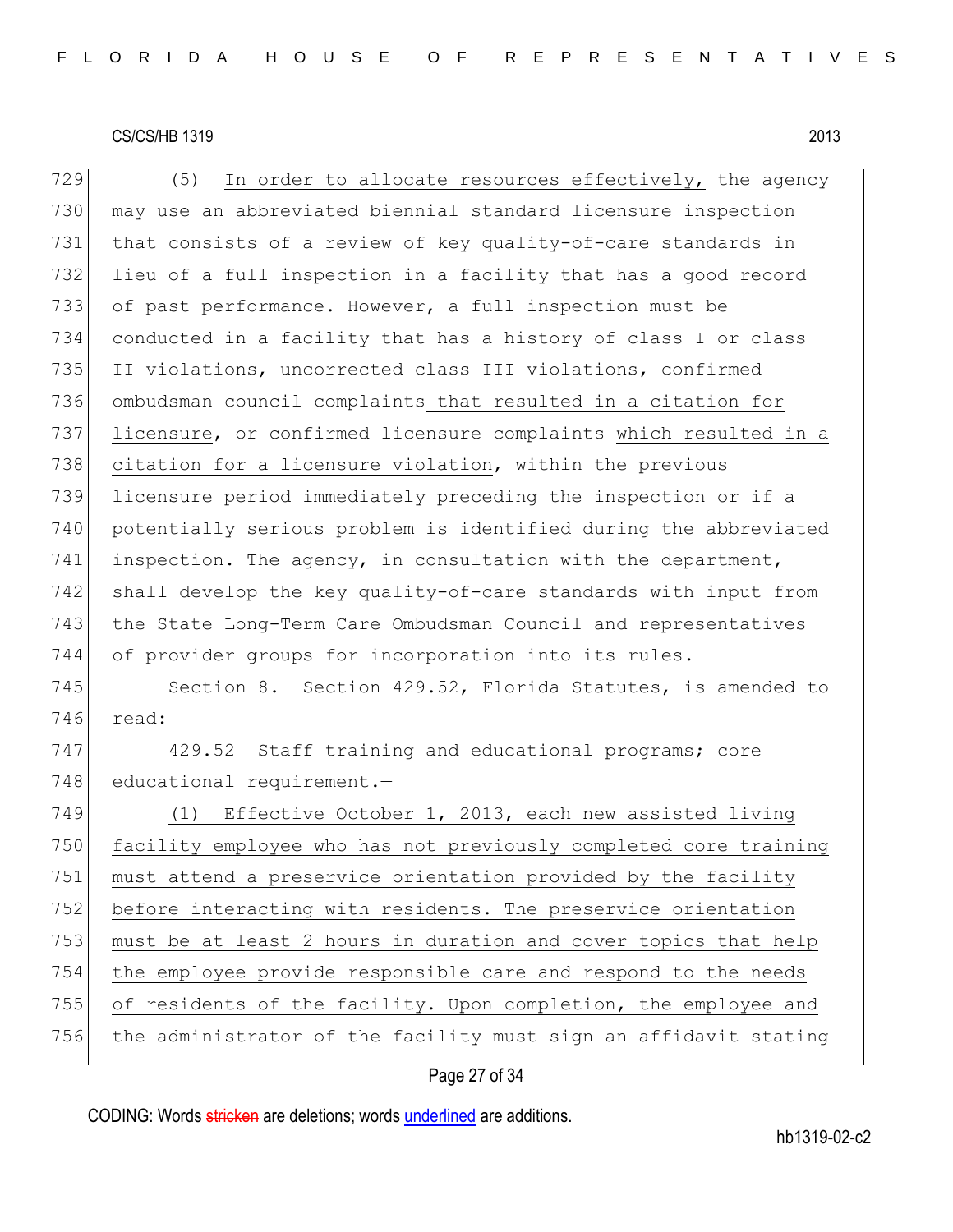(5) In order to allocate resources effectively, the agency may use an abbreviated biennial standard licensure inspection that consists of a review of key quality-of-care standards in lieu of a full inspection in a facility that has a good record of past performance. However, a full inspection must be conducted in a facility that has a history of class I or class II violations, uncorrected class III violations, confirmed ombudsman council complaints that resulted in a citation for licensure, or confirmed licensure complaints which resulted in a citation for a licensure violation, within the previous licensure period immediately preceding the inspection or if a potentially serious problem is identified during the abbreviated inspection. The agency, in consultation with the department, shall develop the key quality-of-care standards with input from the State Long-Term Care Ombudsman Council and representatives of provider groups for incorporation into its rules.

Section 8. Section 429.52, Florida Statutes, is amended to read:

429.52 Staff training and educational programs; core educational requirement.—

(1) Effective October 1, 2013, each new assisted living facility employee who has not previously completed core training must attend a preservice orientation provided by the facility before interacting with residents. The preservice orientation must be at least 2 hours in duration and cover topics that help the employee provide responsible care and respond to the needs of residents of the facility. Upon completion, the employee and the administrator of the facility must sign an affidavit stating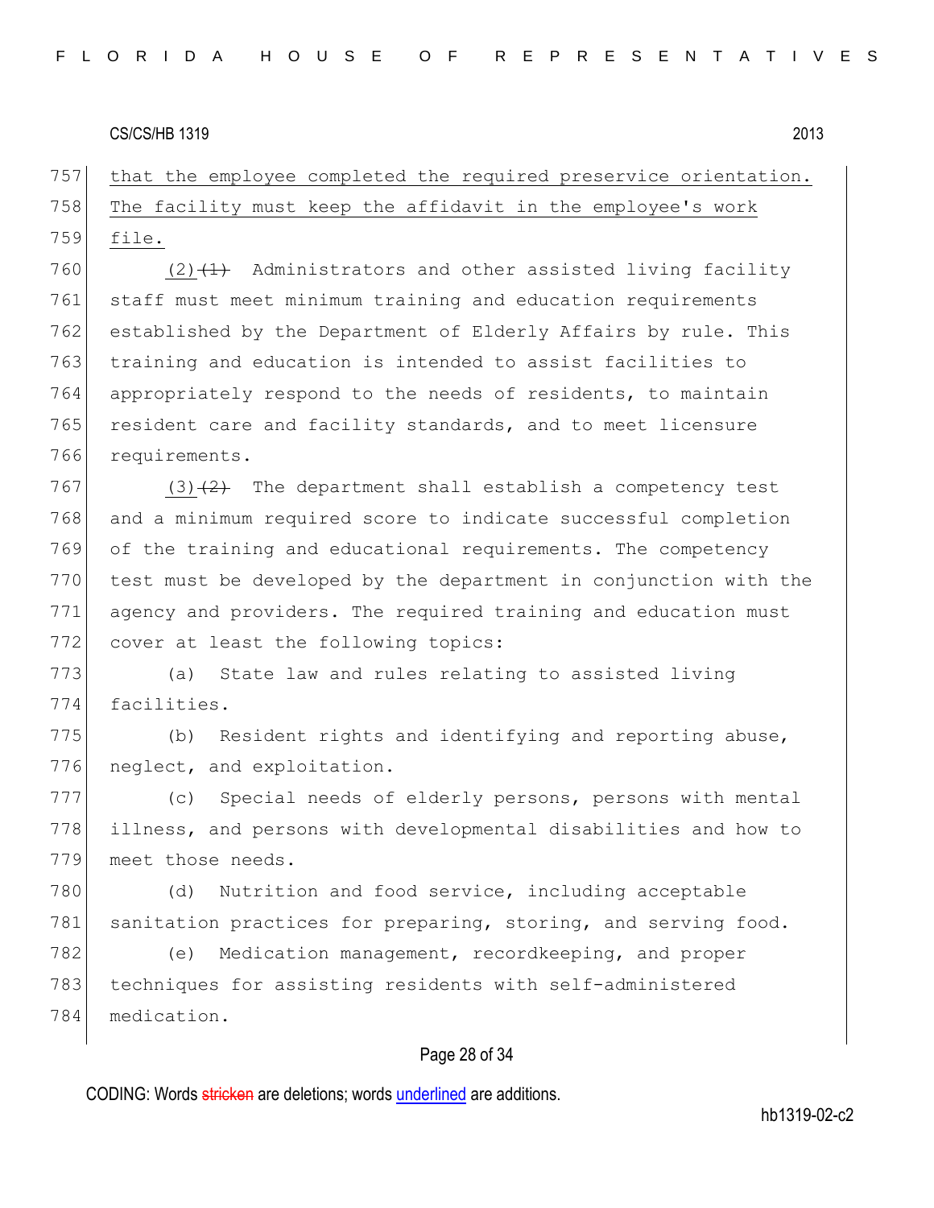that the employee completed the required preservice orientation. The facility must keep the affidavit in the employee's work file.

(2)~~(1)~~ Administrators and other assisted living facility staff must meet minimum training and education requirements established by the Department of Elderly Affairs by rule. This training and education is intended to assist facilities to appropriately respond to the needs of residents, to maintain resident care and facility standards, and to meet licensure requirements.

(3)~~(2)~~ The department shall establish a competency test and a minimum required score to indicate successful completion of the training and educational requirements. The competency test must be developed by the department in conjunction with the agency and providers. The required training and education must cover at least the following topics:

(a) State law and rules relating to assisted living facilities.

(b) Resident rights and identifying and reporting abuse, neglect, and exploitation.

(c) Special needs of elderly persons, persons with mental illness, and persons with developmental disabilities and how to meet those needs.

(d) Nutrition and food service, including acceptable sanitation practices for preparing, storing, and serving food.

(e) Medication management, recordkeeping, and proper techniques for assisting residents with self-administered medication.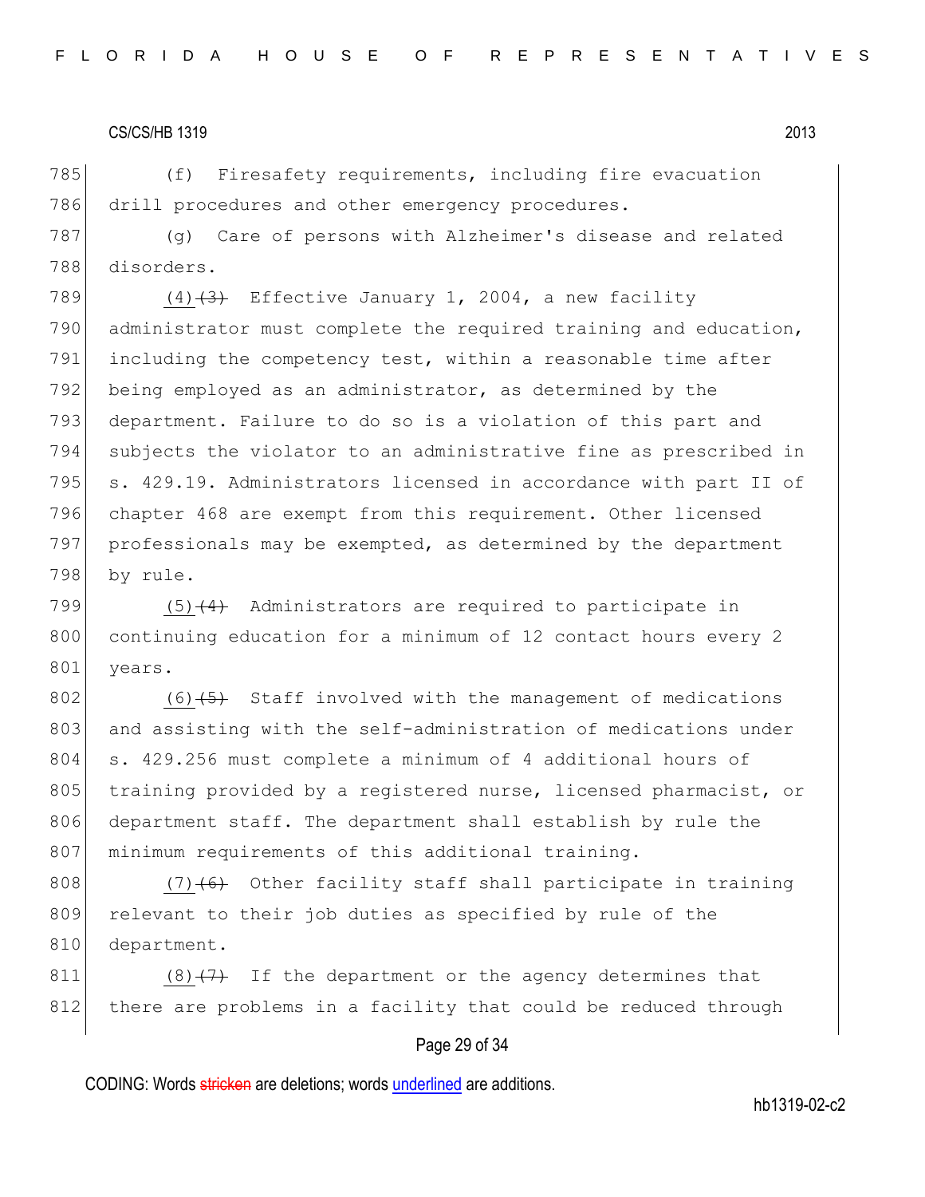(f) Firesafety requirements, including fire evacuation drill procedures and other emergency procedures.

(g) Care of persons with Alzheimer's disease and related disorders.

(4)~~(3)~~ Effective January 1, 2004, a new facility administrator must complete the required training and education, including the competency test, within a reasonable time after being employed as an administrator, as determined by the department. Failure to do so is a violation of this part and subjects the violator to an administrative fine as prescribed in s. 429.19. Administrators licensed in accordance with part II of chapter 468 are exempt from this requirement. Other licensed professionals may be exempted, as determined by the department by rule.

(5)~~(4)~~ Administrators are required to participate in continuing education for a minimum of 12 contact hours every 2 years.

(6)~~(5)~~ Staff involved with the management of medications and assisting with the self-administration of medications under s. 429.256 must complete a minimum of 4 additional hours of training provided by a registered nurse, licensed pharmacist, or department staff. The department shall establish by rule the minimum requirements of this additional training.

(7)~~(6)~~ Other facility staff shall participate in training relevant to their job duties as specified by rule of the department.

(8)~~(7)~~ If the department or the agency determines that there are problems in a facility that could be reduced through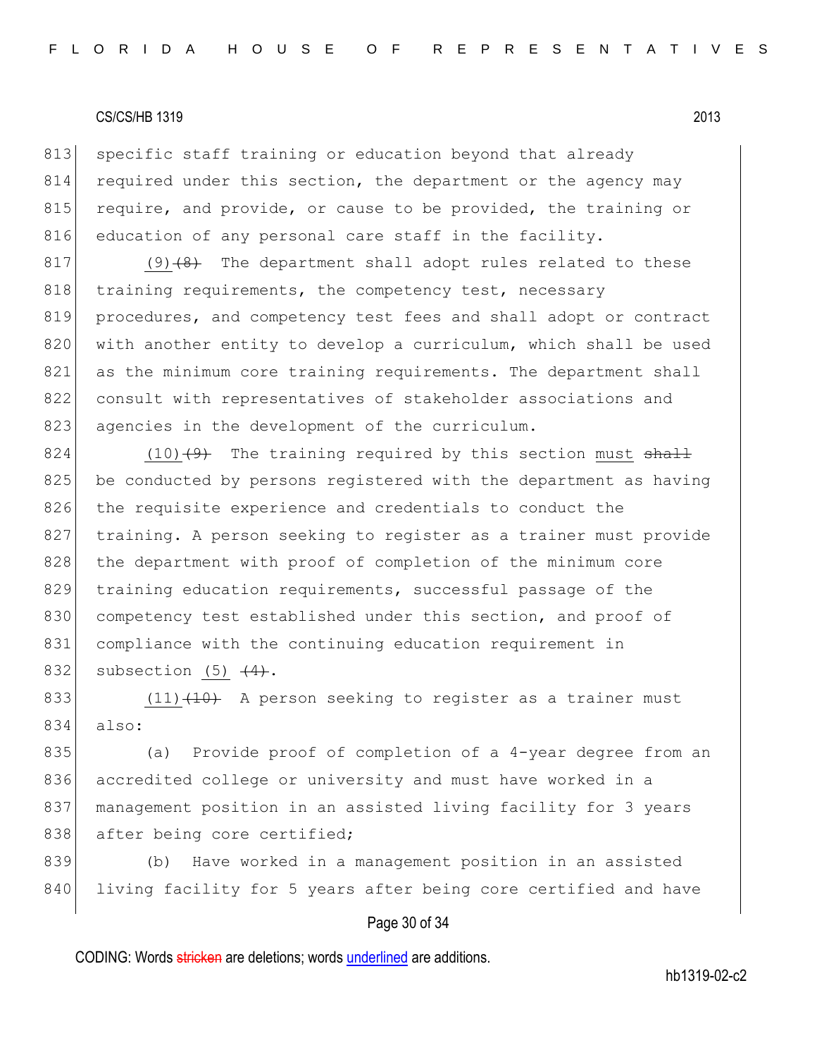specific staff training or education beyond that already required under this section, the department or the agency may require, and provide, or cause to be provided, the training or education of any personal care staff in the facility.

(9)~~(8)~~ The department shall adopt rules related to these training requirements, the competency test, necessary procedures, and competency test fees and shall adopt or contract with another entity to develop a curriculum, which shall be used as the minimum core training requirements. The department shall consult with representatives of stakeholder associations and agencies in the development of the curriculum.

(10)~~(9)~~ The training required by this section must ~~shall~~ be conducted by persons registered with the department as having the requisite experience and credentials to conduct the training. A person seeking to register as a trainer must provide the department with proof of completion of the minimum core training education requirements, successful passage of the competency test established under this section, and proof of compliance with the continuing education requirement in subsection (5) ~~(4)~~.

(11)~~(10)~~ A person seeking to register as a trainer must also:

(a) Provide proof of completion of a 4-year degree from an accredited college or university and must have worked in a management position in an assisted living facility for 3 years after being core certified;

(b) Have worked in a management position in an assisted living facility for 5 years after being core certified and have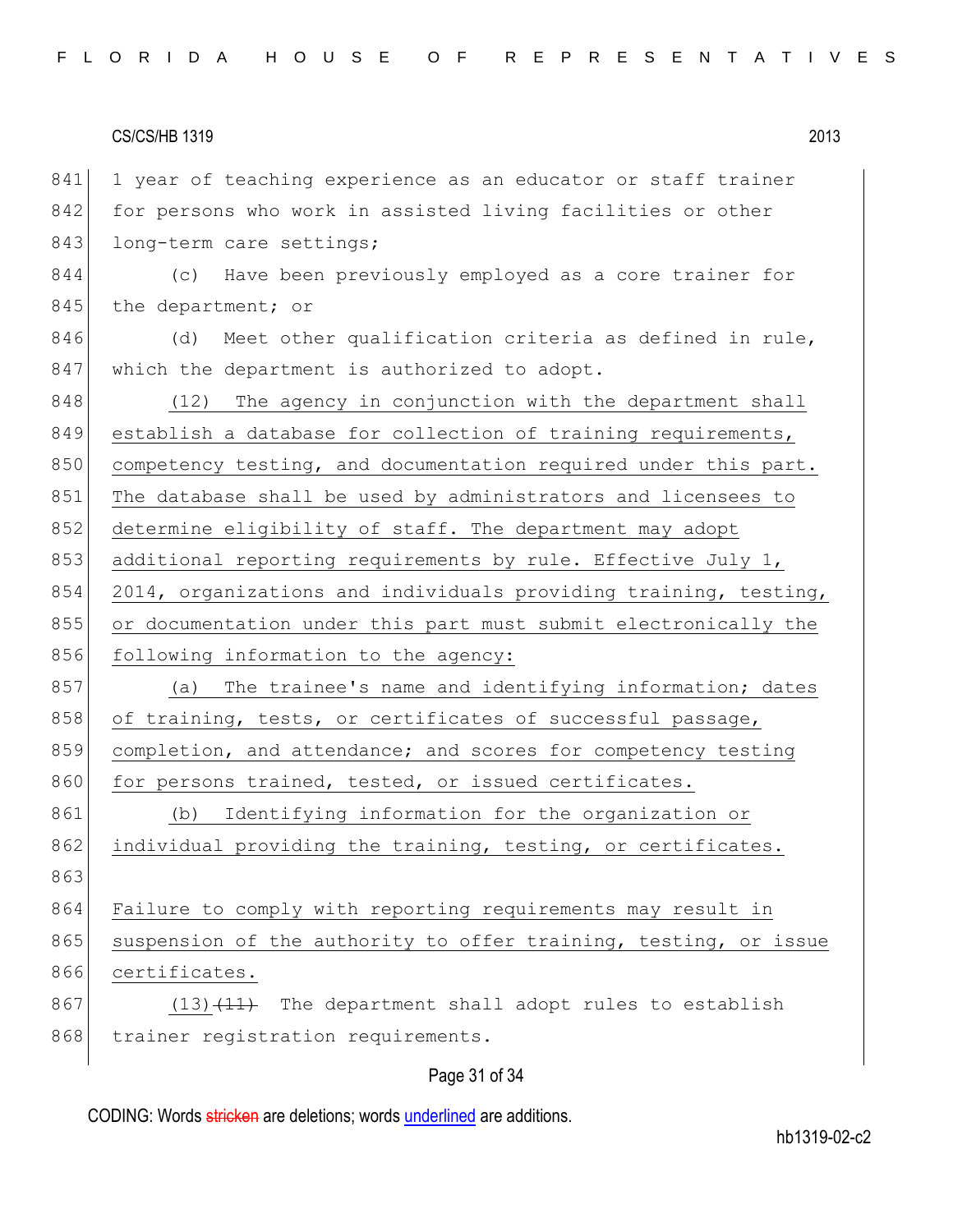1 year of teaching experience as an educator or staff trainer for persons who work in assisted living facilities or other long-term care settings;

(c) Have been previously employed as a core trainer for the department; or

(d) Meet other qualification criteria as defined in rule, which the department is authorized to adopt.

(12) The agency in conjunction with the department shall establish a database for collection of training requirements, competency testing, and documentation required under this part. The database shall be used by administrators and licensees to determine eligibility of staff. The department may adopt additional reporting requirements by rule. Effective July 1, 2014, organizations and individuals providing training, testing, or documentation under this part must submit electronically the following information to the agency:

(a) The trainee's name and identifying information; dates of training, tests, or certificates of successful passage, completion, and attendance; and scores for competency testing for persons trained, tested, or issued certificates.

(b) Identifying information for the organization or individual providing the training, testing, or certificates.

Failure to comply with reporting requirements may result in suspension of the authority to offer training, testing, or issue certificates.

(13) ~~(11)~~ The department shall adopt rules to establish trainer registration requirements.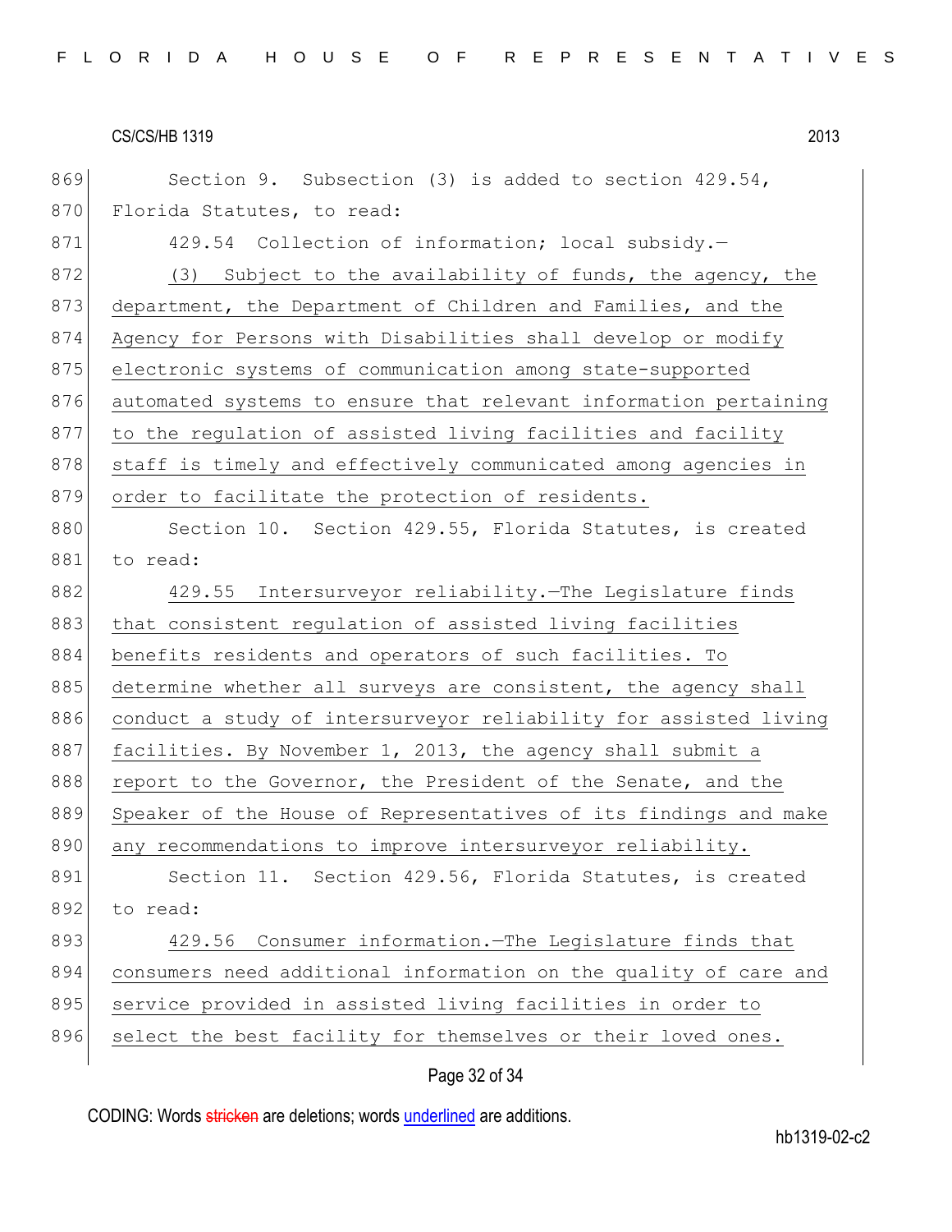Section 9. Subsection (3) is added to section 429.54, Florida Statutes, to read:

429.54 Collection of information; local subsidy.—

(3) Subject to the availability of funds, the agency, the department, the Department of Children and Families, and the Agency for Persons with Disabilities shall develop or modify electronic systems of communication among state-supported automated systems to ensure that relevant information pertaining to the regulation of assisted living facilities and facility staff is timely and effectively communicated among agencies in order to facilitate the protection of residents.

Section 10. Section 429.55, Florida Statutes, is created to read:

429.55 Intersurveyor reliability.—The Legislature finds that consistent regulation of assisted living facilities benefits residents and operators of such facilities. To determine whether all surveys are consistent, the agency shall conduct a study of intersurveyor reliability for assisted living facilities. By November 1, 2013, the agency shall submit a report to the Governor, the President of the Senate, and the Speaker of the House of Representatives of its findings and make any recommendations to improve intersurveyor reliability.

Section 11. Section 429.56, Florida Statutes, is created to read:

429.56 Consumer information.—The Legislature finds that consumers need additional information on the quality of care and service provided in assisted living facilities in order to select the best facility for themselves or their loved ones.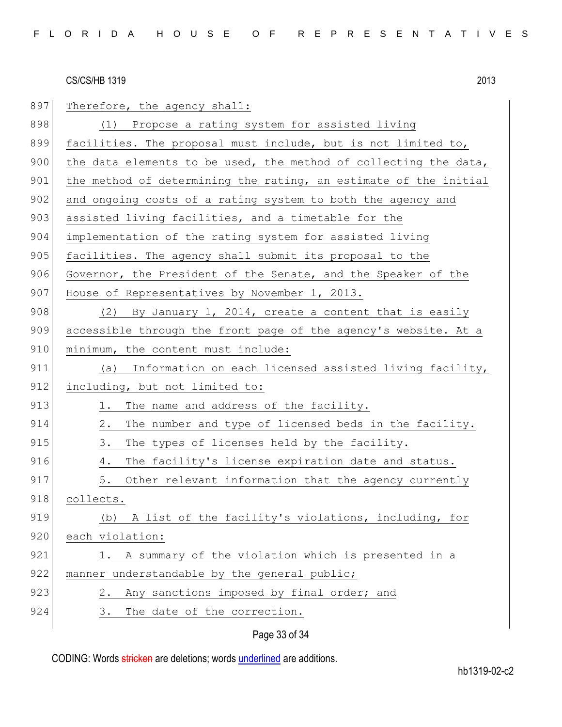Therefore, the agency shall:

(1) Propose a rating system for assisted living facilities. The proposal must include, but is not limited to, the data elements to be used, the method of collecting the data, the method of determining the rating, an estimate of the initial and ongoing costs of a rating system to both the agency and assisted living facilities, and a timetable for the implementation of the rating system for assisted living facilities. The agency shall submit its proposal to the Governor, the President of the Senate, and the Speaker of the House of Representatives by November 1, 2013.

(2) By January 1, 2014, create a content that is easily accessible through the front page of the agency's website. At a minimum, the content must include:

(a) Information on each licensed assisted living facility, including, but not limited to:

1. The name and address of the facility.
2. The number and type of licensed beds in the facility.
3. The types of licenses held by the facility.
4. The facility's license expiration date and status.
5. Other relevant information that the agency currently collects.

(b) A list of the facility's violations, including, for each violation:

1. A summary of the violation which is presented in a manner understandable by the general public;
2. Any sanctions imposed by final order; and
3. The date of the correction.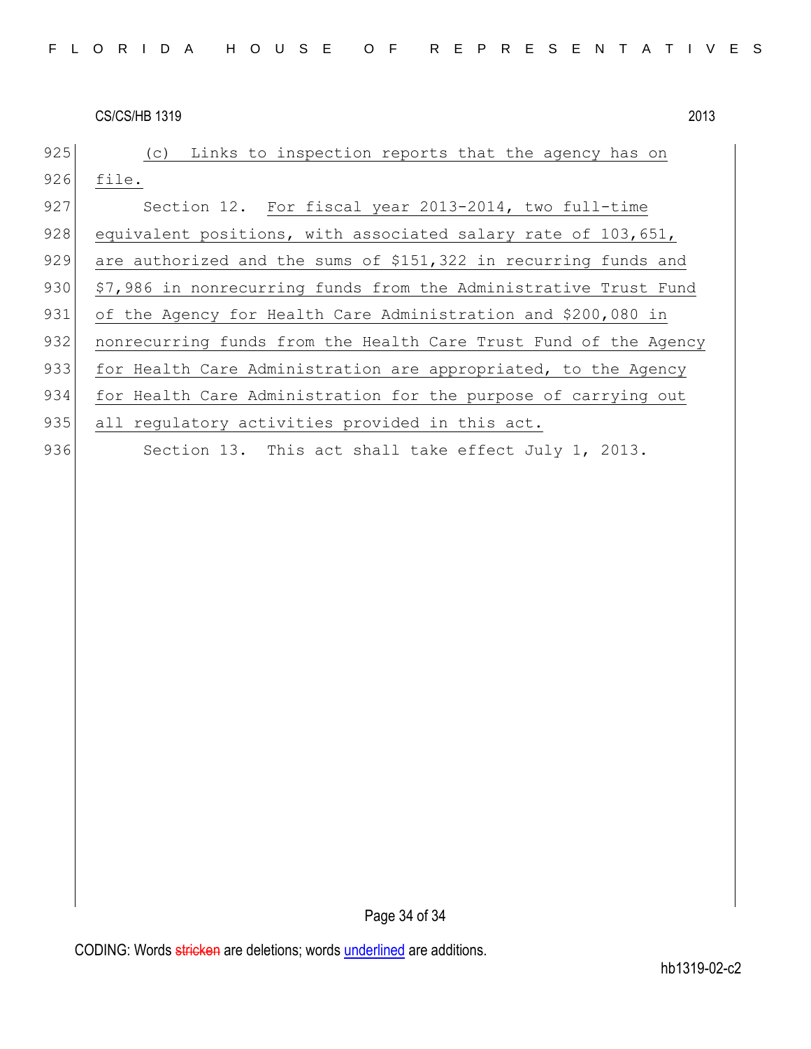(c) Links to inspection reports that the agency has on file.

Section 12. For fiscal year 2013-2014, two full-time equivalent positions, with associated salary rate of 103,651, are authorized and the sums of $151,322 in recurring funds and $7,986 in nonrecurring funds from the Administrative Trust Fund of the Agency for Health Care Administration and $200,080 in nonrecurring funds from the Health Care Trust Fund of the Agency for Health Care Administration are appropriated, to the Agency for Health Care Administration for the purpose of carrying out all regulatory activities provided in this act.

Section 13. This act shall take effect July 1, 2013.